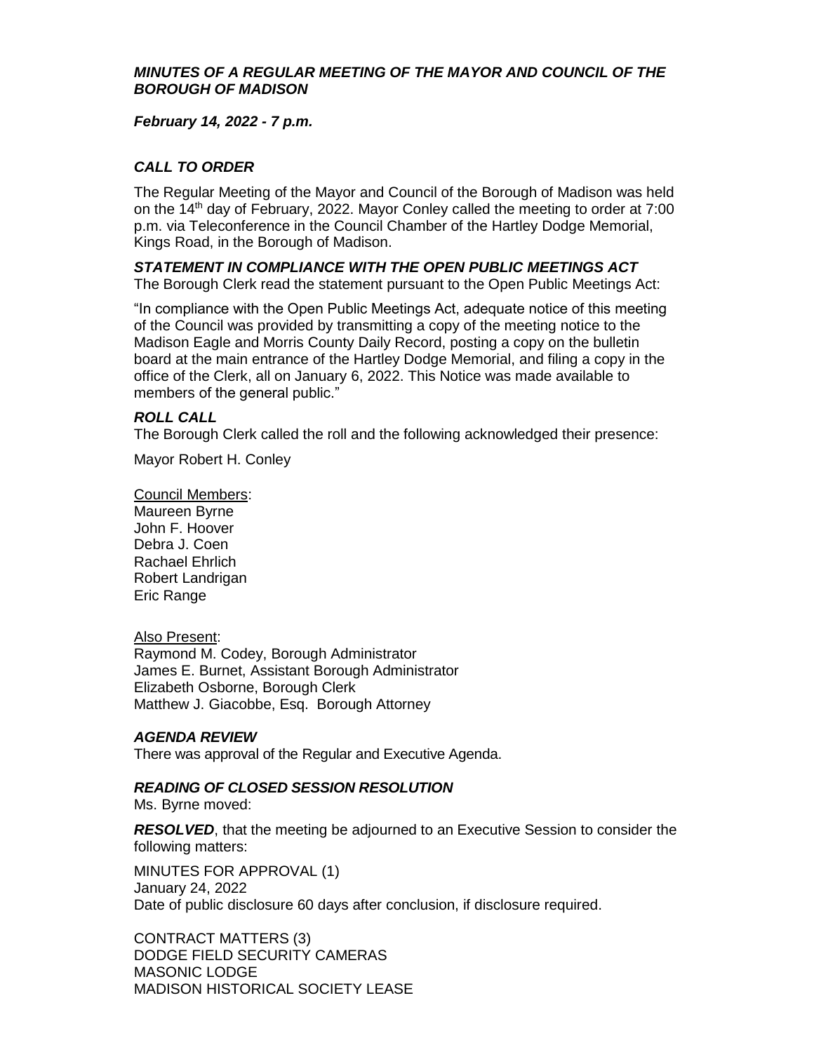***MINUTES OF A REGULAR MEETING OF THE MAYOR AND COUNCIL OF THE BOROUGH OF MADISON***

***February 14, 2022 - 7 p.m.***

***CALL TO ORDER***

The Regular Meeting of the Mayor and Council of the Borough of Madison was held on the 14th day of February, 2022. Mayor Conley called the meeting to order at 7:00 p.m. via Teleconference in the Council Chamber of the Hartley Dodge Memorial, Kings Road, in the Borough of Madison.

***STATEMENT IN COMPLIANCE WITH THE OPEN PUBLIC MEETINGS ACT***

The Borough Clerk read the statement pursuant to the Open Public Meetings Act:

"In compliance with the Open Public Meetings Act, adequate notice of this meeting of the Council was provided by transmitting a copy of the meeting notice to the Madison Eagle and Morris County Daily Record, posting a copy on the bulletin board at the main entrance of the Hartley Dodge Memorial, and filing a copy in the office of the Clerk, all on January 6, 2022. This Notice was made available to members of the general public."

***ROLL CALL***

The Borough Clerk called the roll and the following acknowledged their presence:

Mayor Robert H. Conley

Council Members:
Maureen Byrne
John F. Hoover
Debra J. Coen
Rachael Ehrlich
Robert Landrigan
Eric Range

Also Present:
Raymond M. Codey, Borough Administrator
James E. Burnet, Assistant Borough Administrator
Elizabeth Osborne, Borough Clerk
Matthew J. Giacobbe, Esq. Borough Attorney

***AGENDA REVIEW***

There was approval of the Regular and Executive Agenda.

***READING OF CLOSED SESSION RESOLUTION***

Ms. Byrne moved:

***RESOLVED***, that the meeting be adjourned to an Executive Session to consider the following matters:

MINUTES FOR APPROVAL (1)
January 24, 2022
Date of public disclosure 60 days after conclusion, if disclosure required.

CONTRACT MATTERS (3)
DODGE FIELD SECURITY CAMERAS
MASONIC LODGE
MADISON HISTORICAL SOCIETY LEASE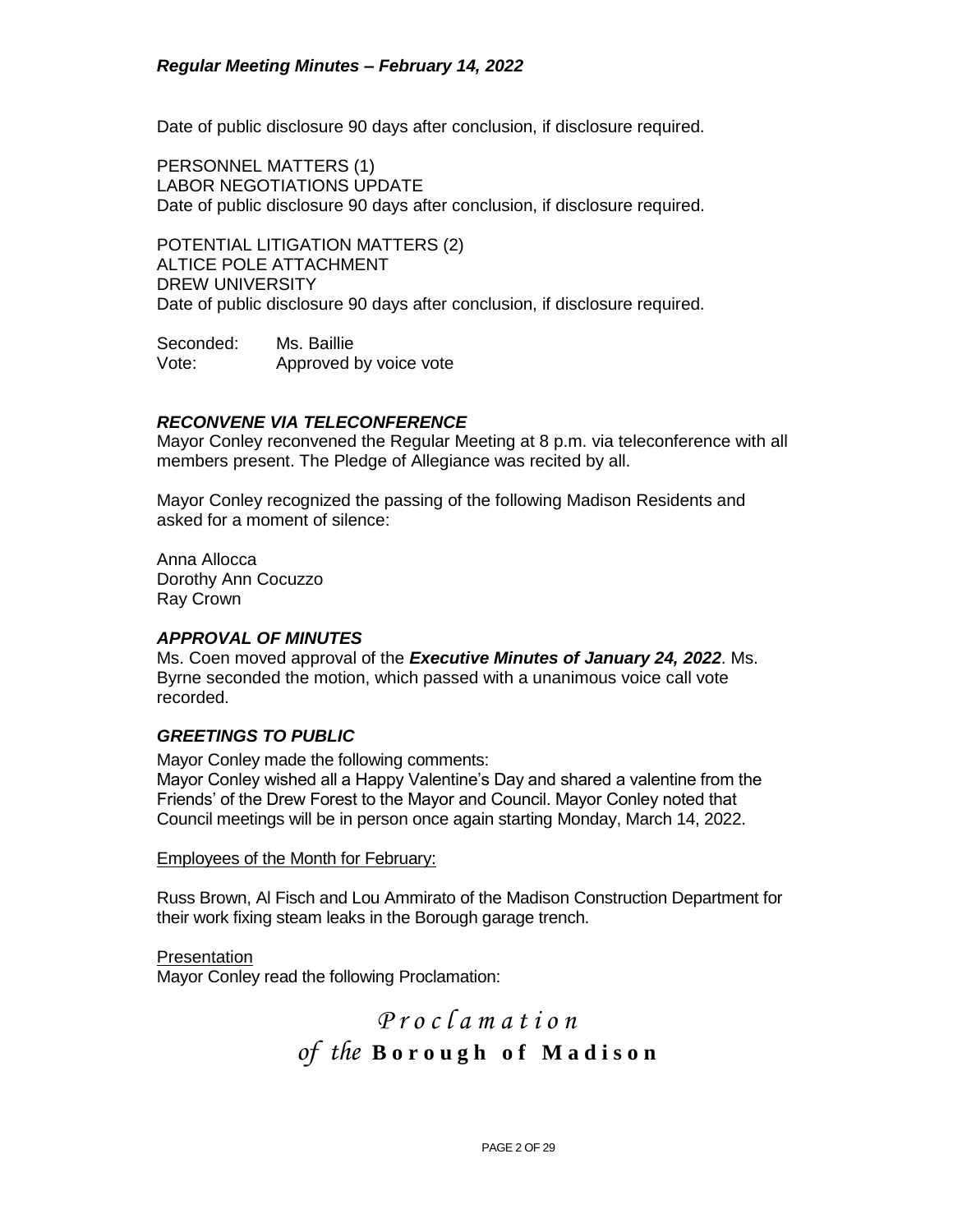Date of public disclosure 90 days after conclusion, if disclosure required.

PERSONNEL MATTERS (1)
LABOR NEGOTIATIONS UPDATE
Date of public disclosure 90 days after conclusion, if disclosure required.

POTENTIAL LITIGATION MATTERS (2)
ALTICE POLE ATTACHMENT
DREW UNIVERSITY
Date of public disclosure 90 days after conclusion, if disclosure required.

Seconded: Ms. Baillie
Vote: Approved by voice vote

### *RECONVENE VIA TELECONFERENCE*

Mayor Conley reconvened the Regular Meeting at 8 p.m. via teleconference with all members present. The Pledge of Allegiance was recited by all.

Mayor Conley recognized the passing of the following Madison Residents and asked for a moment of silence:

Anna Allocca
Dorothy Ann Cocuzzo
Ray Crown

### *APPROVAL OF MINUTES*

Ms. Coen moved approval of the ***Executive Minutes of January 24, 2022***. Ms. Byrne seconded the motion, which passed with a unanimous voice call vote recorded.

### *GREETINGS TO PUBLIC*

Mayor Conley made the following comments:
Mayor Conley wished all a Happy Valentine's Day and shared a valentine from the Friends' of the Drew Forest to the Mayor and Council. Mayor Conley noted that Council meetings will be in person once again starting Monday, March 14, 2022.

Employees of the Month for February:

Russ Brown, Al Fisch and Lou Ammirato of the Madison Construction Department for their work fixing steam leaks in the Borough garage trench.

Presentation
Mayor Conley read the following Proclamation:

## *Proclamation of the* **Borough of Madison**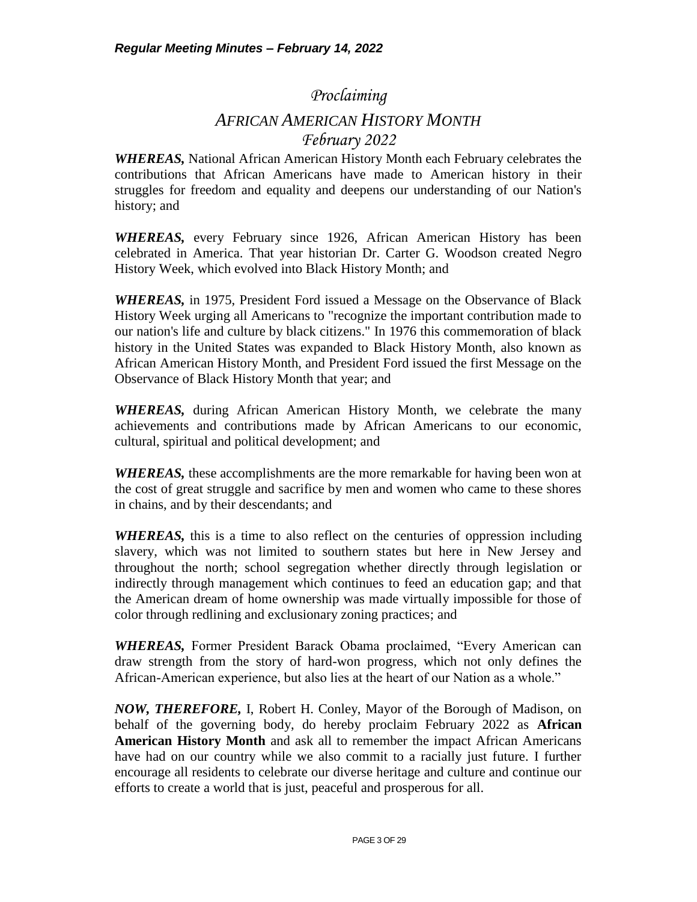# *Proclaiming*

# *AFRICAN AMERICAN HISTORY MONTH*

## *February 2022*

***WHEREAS,*** National African American History Month each February celebrates the contributions that African Americans have made to American history in their struggles for freedom and equality and deepens our understanding of our Nation's history; and

***WHEREAS,*** every February since 1926, African American History has been celebrated in America. That year historian Dr. Carter G. Woodson created Negro History Week, which evolved into Black History Month; and

***WHEREAS,*** in 1975, President Ford issued a Message on the Observance of Black History Week urging all Americans to "recognize the important contribution made to our nation's life and culture by black citizens." In 1976 this commemoration of black history in the United States was expanded to Black History Month, also known as African American History Month, and President Ford issued the first Message on the Observance of Black History Month that year; and

***WHEREAS,*** during African American History Month, we celebrate the many achievements and contributions made by African Americans to our economic, cultural, spiritual and political development; and

***WHEREAS,*** these accomplishments are the more remarkable for having been won at the cost of great struggle and sacrifice by men and women who came to these shores in chains, and by their descendants; and

***WHEREAS,*** this is a time to also reflect on the centuries of oppression including slavery, which was not limited to southern states but here in New Jersey and throughout the north; school segregation whether directly through legislation or indirectly through management which continues to feed an education gap; and that the American dream of home ownership was made virtually impossible for those of color through redlining and exclusionary zoning practices; and

***WHEREAS,*** Former President Barack Obama proclaimed, "Every American can draw strength from the story of hard-won progress, which not only defines the African-American experience, but also lies at the heart of our Nation as a whole."

***NOW, THEREFORE,*** I, Robert H. Conley, Mayor of the Borough of Madison, on behalf of the governing body, do hereby proclaim February 2022 as **African American History Month** and ask all to remember the impact African Americans have had on our country while we also commit to a racially just future. I further encourage all residents to celebrate our diverse heritage and culture and continue our efforts to create a world that is just, peaceful and prosperous for all.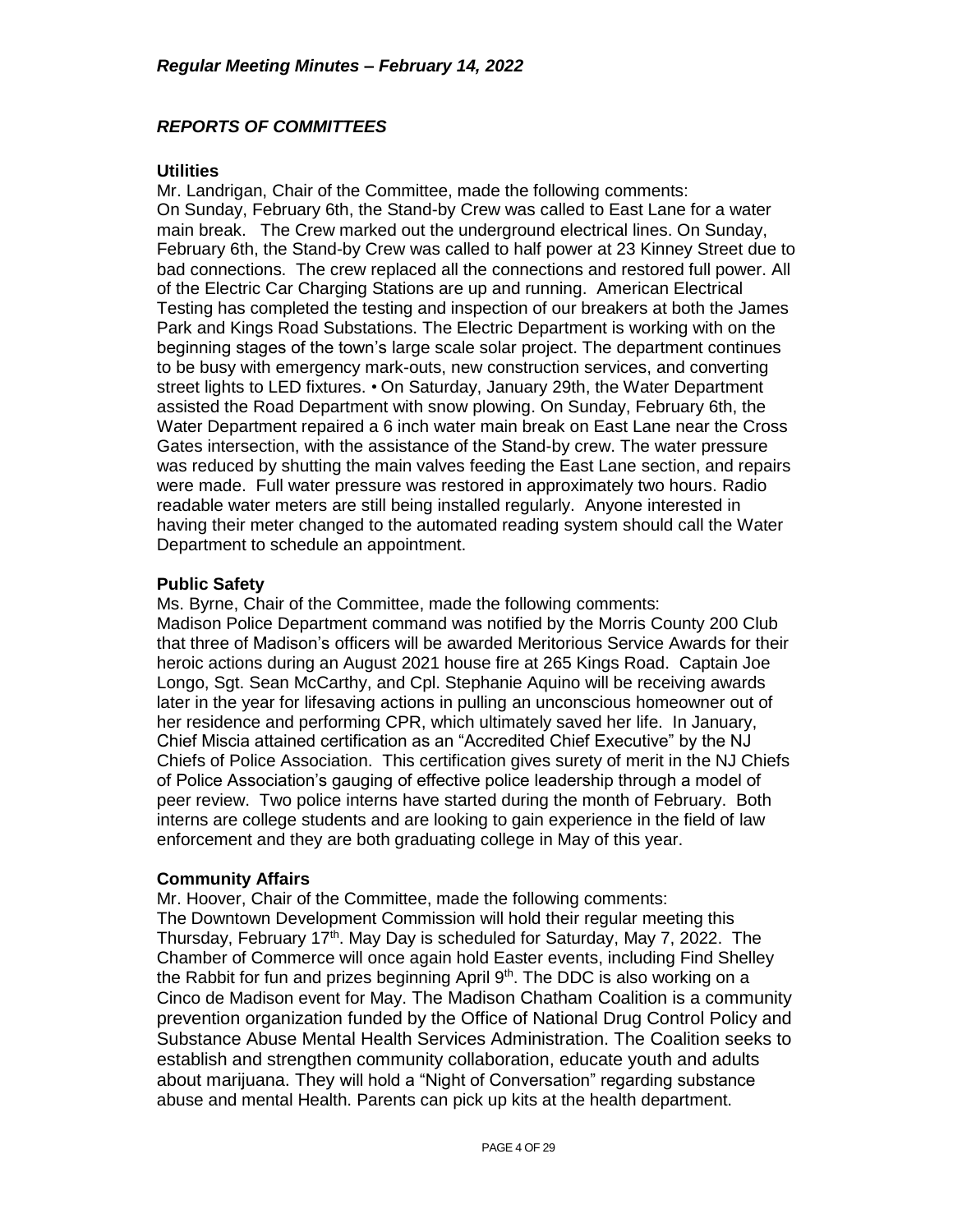## REPORTS OF COMMITTEES

**Utilities**

Mr. Landrigan, Chair of the Committee, made the following comments:
On Sunday, February 6th, the Stand-by Crew was called to East Lane for a water main break. The Crew marked out the underground electrical lines. On Sunday, February 6th, the Stand-by Crew was called to half power at 23 Kinney Street due to bad connections. The crew replaced all the connections and restored full power. All of the Electric Car Charging Stations are up and running. American Electrical Testing has completed the testing and inspection of our breakers at both the James Park and Kings Road Substations. The Electric Department is working with on the beginning stages of the town's large scale solar project. The department continues to be busy with emergency mark-outs, new construction services, and converting street lights to LED fixtures. • On Saturday, January 29th, the Water Department assisted the Road Department with snow plowing. On Sunday, February 6th, the Water Department repaired a 6 inch water main break on East Lane near the Cross Gates intersection, with the assistance of the Stand-by crew. The water pressure was reduced by shutting the main valves feeding the East Lane section, and repairs were made. Full water pressure was restored in approximately two hours. Radio readable water meters are still being installed regularly. Anyone interested in having their meter changed to the automated reading system should call the Water Department to schedule an appointment.

**Public Safety**

Ms. Byrne, Chair of the Committee, made the following comments:
Madison Police Department command was notified by the Morris County 200 Club that three of Madison's officers will be awarded Meritorious Service Awards for their heroic actions during an August 2021 house fire at 265 Kings Road. Captain Joe Longo, Sgt. Sean McCarthy, and Cpl. Stephanie Aquino will be receiving awards later in the year for lifesaving actions in pulling an unconscious homeowner out of her residence and performing CPR, which ultimately saved her life. In January, Chief Miscia attained certification as an "Accredited Chief Executive" by the NJ Chiefs of Police Association. This certification gives surety of merit in the NJ Chiefs of Police Association's gauging of effective police leadership through a model of peer review. Two police interns have started during the month of February. Both interns are college students and are looking to gain experience in the field of law enforcement and they are both graduating college in May of this year.

**Community Affairs**

Mr. Hoover, Chair of the Committee, made the following comments:
The Downtown Development Commission will hold their regular meeting this Thursday, February 17th. May Day is scheduled for Saturday, May 7, 2022. The Chamber of Commerce will once again hold Easter events, including Find Shelley the Rabbit for fun and prizes beginning April 9th. The DDC is also working on a Cinco de Madison event for May. The Madison Chatham Coalition is a community prevention organization funded by the Office of National Drug Control Policy and Substance Abuse Mental Health Services Administration. The Coalition seeks to establish and strengthen community collaboration, educate youth and adults about marijuana. They will hold a "Night of Conversation" regarding substance abuse and mental Health. Parents can pick up kits at the health department.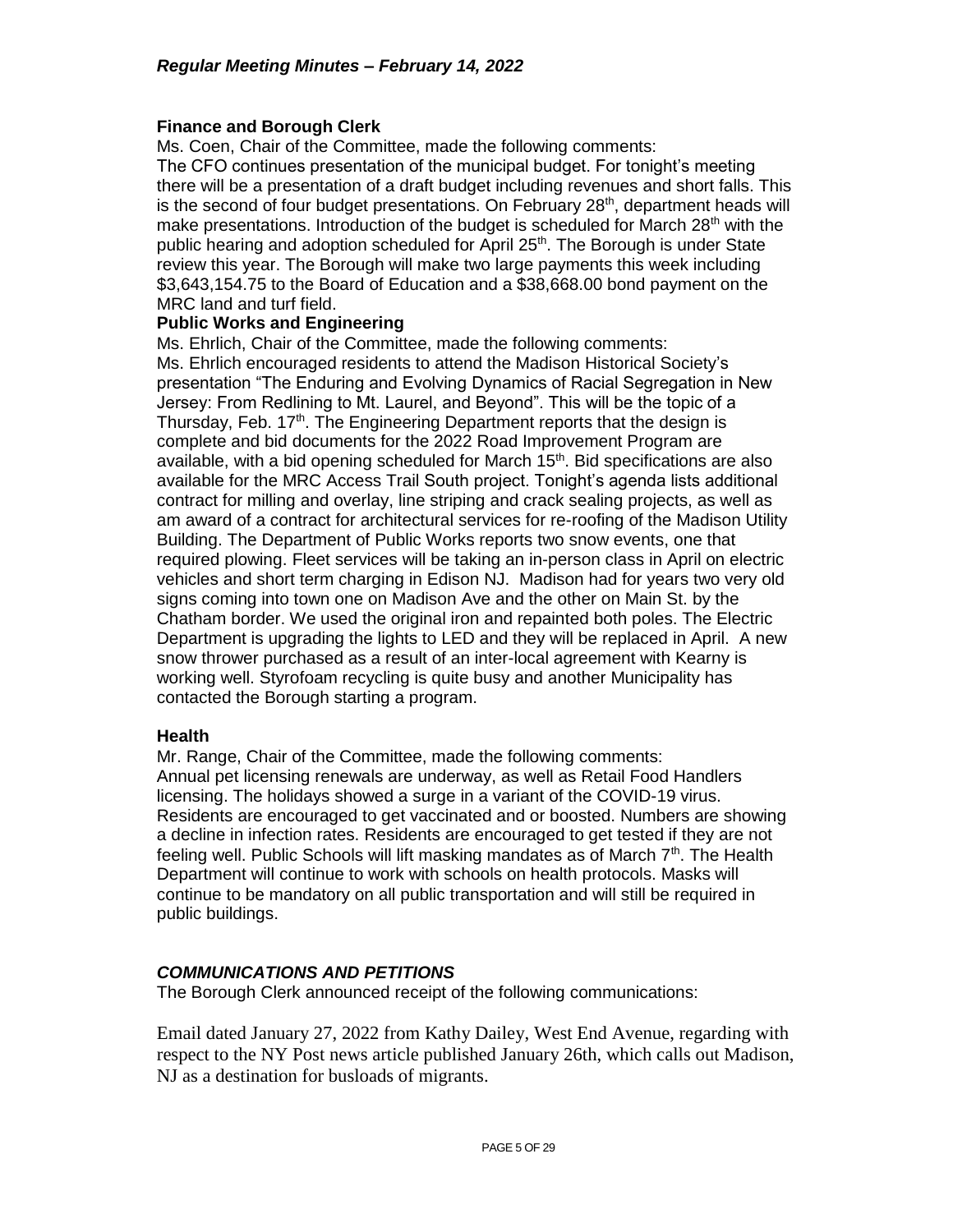**Finance and Borough Clerk**

Ms. Coen, Chair of the Committee, made the following comments:

The CFO continues presentation of the municipal budget. For tonight's meeting there will be a presentation of a draft budget including revenues and short falls. This is the second of four budget presentations. On February 28th, department heads will make presentations. Introduction of the budget is scheduled for March 28th with the public hearing and adoption scheduled for April 25th. The Borough is under State review this year. The Borough will make two large payments this week including $3,643,154.75 to the Board of Education and a $38,668.00 bond payment on the MRC land and turf field.

**Public Works and Engineering**

Ms. Ehrlich, Chair of the Committee, made the following comments:

Ms. Ehrlich encouraged residents to attend the Madison Historical Society's presentation "The Enduring and Evolving Dynamics of Racial Segregation in New Jersey: From Redlining to Mt. Laurel, and Beyond". This will be the topic of a Thursday, Feb. 17th. The Engineering Department reports that the design is complete and bid documents for the 2022 Road Improvement Program are available, with a bid opening scheduled for March 15th. Bid specifications are also available for the MRC Access Trail South project. Tonight's agenda lists additional contract for milling and overlay, line striping and crack sealing projects, as well as am award of a contract for architectural services for re-roofing of the Madison Utility Building. The Department of Public Works reports two snow events, one that required plowing. Fleet services will be taking an in-person class in April on electric vehicles and short term charging in Edison NJ. Madison had for years two very old signs coming into town one on Madison Ave and the other on Main St. by the Chatham border. We used the original iron and repainted both poles. The Electric Department is upgrading the lights to LED and they will be replaced in April. A new snow thrower purchased as a result of an inter-local agreement with Kearny is working well. Styrofoam recycling is quite busy and another Municipality has contacted the Borough starting a program.

**Health**

Mr. Range, Chair of the Committee, made the following comments:

Annual pet licensing renewals are underway, as well as Retail Food Handlers licensing. The holidays showed a surge in a variant of the COVID-19 virus. Residents are encouraged to get vaccinated and or boosted. Numbers are showing a decline in infection rates. Residents are encouraged to get tested if they are not feeling well. Public Schools will lift masking mandates as of March 7th. The Health Department will continue to work with schools on health protocols. Masks will continue to be mandatory on all public transportation and will still be required in public buildings.

***COMMUNICATIONS AND PETITIONS***

The Borough Clerk announced receipt of the following communications:

Email dated January 27, 2022 from Kathy Dailey, West End Avenue, regarding with respect to the NY Post news article published January 26th, which calls out Madison, NJ as a destination for busloads of migrants.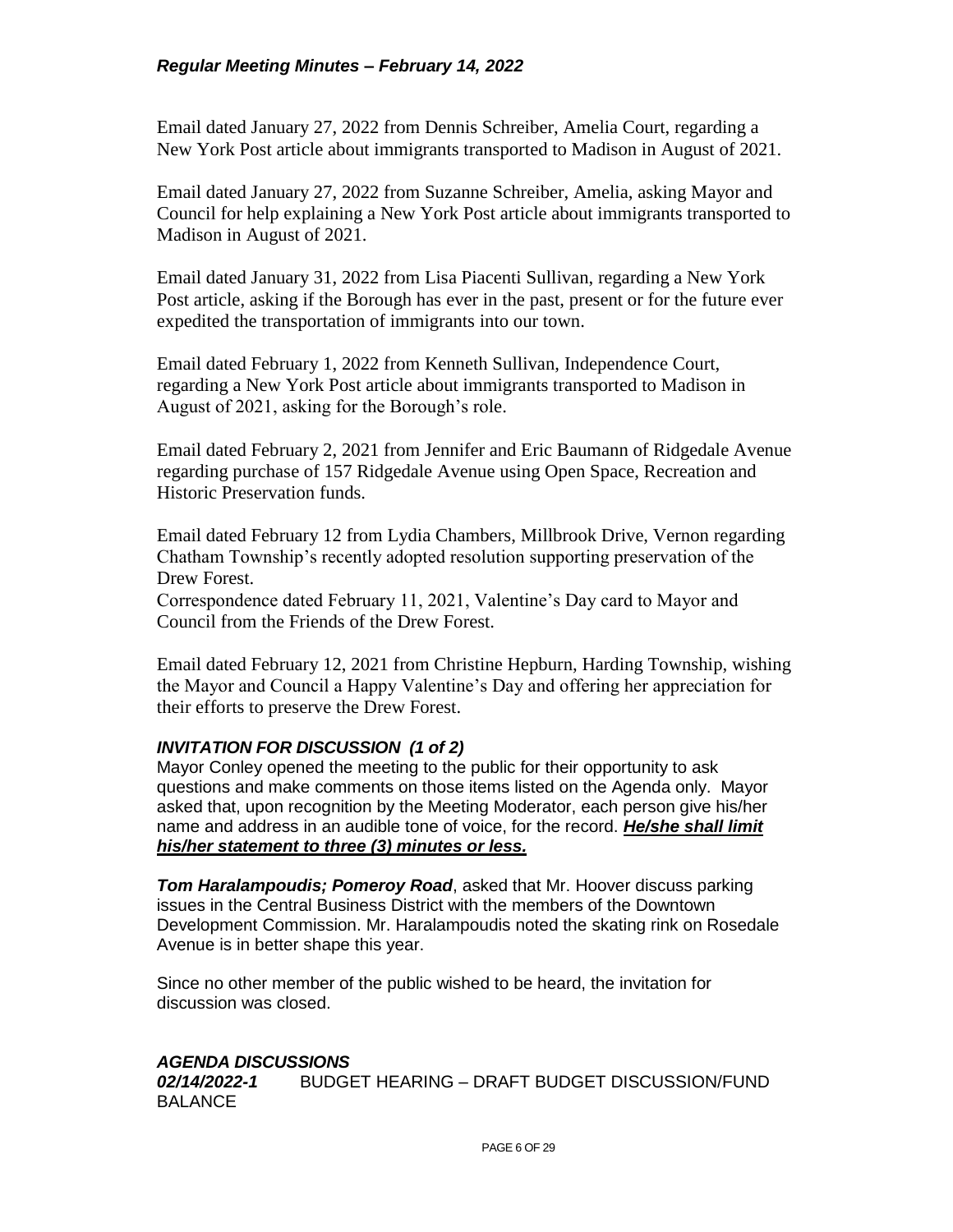Email dated January 27, 2022 from Dennis Schreiber, Amelia Court, regarding a New York Post article about immigrants transported to Madison in August of 2021.

Email dated January 27, 2022 from Suzanne Schreiber, Amelia, asking Mayor and Council for help explaining a New York Post article about immigrants transported to Madison in August of 2021.

Email dated January 31, 2022 from Lisa Piacenti Sullivan, regarding a New York Post article, asking if the Borough has ever in the past, present or for the future ever expedited the transportation of immigrants into our town.

Email dated February 1, 2022 from Kenneth Sullivan, Independence Court, regarding a New York Post article about immigrants transported to Madison in August of 2021, asking for the Borough's role.

Email dated February 2, 2021 from Jennifer and Eric Baumann of Ridgedale Avenue regarding purchase of 157 Ridgedale Avenue using Open Space, Recreation and Historic Preservation funds.

Email dated February 12 from Lydia Chambers, Millbrook Drive, Vernon regarding Chatham Township's recently adopted resolution supporting preservation of the Drew Forest.
Correspondence dated February 11, 2021, Valentine's Day card to Mayor and Council from the Friends of the Drew Forest.

Email dated February 12, 2021 from Christine Hepburn, Harding Township, wishing the Mayor and Council a Happy Valentine's Day and offering her appreciation for their efforts to preserve the Drew Forest.

### ***INVITATION FOR DISCUSSION (1 of 2)***

Mayor Conley opened the meeting to the public for their opportunity to ask questions and make comments on those items listed on the Agenda only. Mayor asked that, upon recognition by the Meeting Moderator, each person give his/her name and address in an audible tone of voice, for the record. ***He/she shall limit his/her statement to three (3) minutes or less.***

***Tom Haralampoudis; Pomeroy Road***, asked that Mr. Hoover discuss parking issues in the Central Business District with the members of the Downtown Development Commission. Mr. Haralampoudis noted the skating rink on Rosedale Avenue is in better shape this year.

Since no other member of the public wished to be heard, the invitation for discussion was closed.

### ***AGENDA DISCUSSIONS***

***02/14/2022-1*** BUDGET HEARING – DRAFT BUDGET DISCUSSION/FUND BALANCE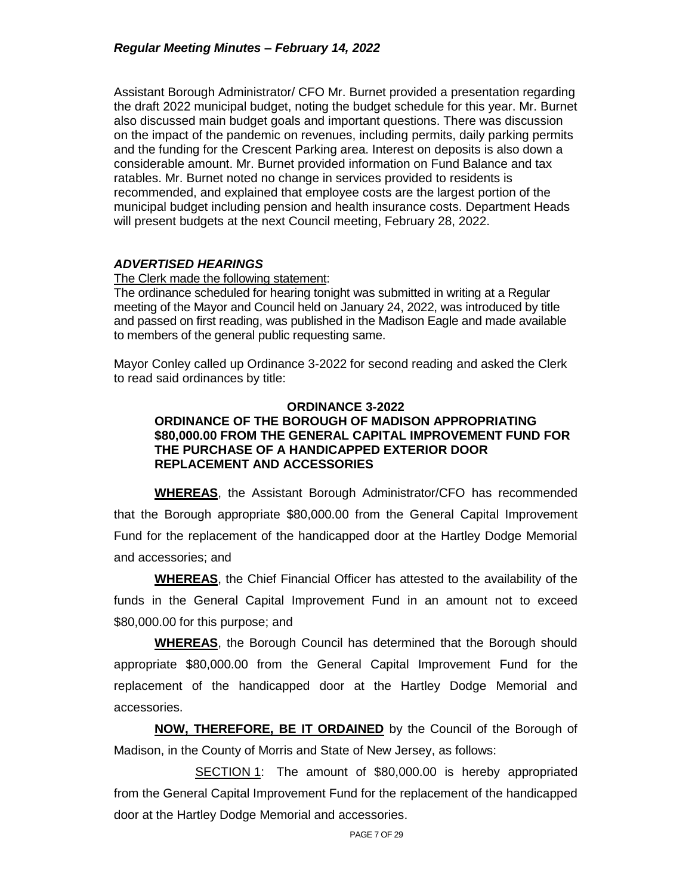Assistant Borough Administrator/ CFO Mr. Burnet provided a presentation regarding the draft 2022 municipal budget, noting the budget schedule for this year. Mr. Burnet also discussed main budget goals and important questions. There was discussion on the impact of the pandemic on revenues, including permits, daily parking permits and the funding for the Crescent Parking area. Interest on deposits is also down a considerable amount. Mr. Burnet provided information on Fund Balance and tax ratables. Mr. Burnet noted no change in services provided to residents is recommended, and explained that employee costs are the largest portion of the municipal budget including pension and health insurance costs. Department Heads will present budgets at the next Council meeting, February 28, 2022.

### *ADVERTISED HEARINGS*

The Clerk made the following statement:

The ordinance scheduled for hearing tonight was submitted in writing at a Regular meeting of the Mayor and Council held on January 24, 2022, was introduced by title and passed on first reading, was published in the Madison Eagle and made available to members of the general public requesting same.

Mayor Conley called up Ordinance 3-2022 for second reading and asked the Clerk to read said ordinances by title:

**ORDINANCE 3-2022**

**ORDINANCE OF THE BOROUGH OF MADISON APPROPRIATING $80,000.00 FROM THE GENERAL CAPITAL IMPROVEMENT FUND FOR THE PURCHASE OF A HANDICAPPED EXTERIOR DOOR REPLACEMENT AND ACCESSORIES**

**WHEREAS**, the Assistant Borough Administrator/CFO has recommended that the Borough appropriate $80,000.00 from the General Capital Improvement Fund for the replacement of the handicapped door at the Hartley Dodge Memorial and accessories; and

**WHEREAS**, the Chief Financial Officer has attested to the availability of the funds in the General Capital Improvement Fund in an amount not to exceed $80,000.00 for this purpose; and

**WHEREAS**, the Borough Council has determined that the Borough should appropriate $80,000.00 from the General Capital Improvement Fund for the replacement of the handicapped door at the Hartley Dodge Memorial and accessories.

**NOW, THEREFORE, BE IT ORDAINED** by the Council of the Borough of Madison, in the County of Morris and State of New Jersey, as follows:

SECTION 1: The amount of $80,000.00 is hereby appropriated from the General Capital Improvement Fund for the replacement of the handicapped door at the Hartley Dodge Memorial and accessories.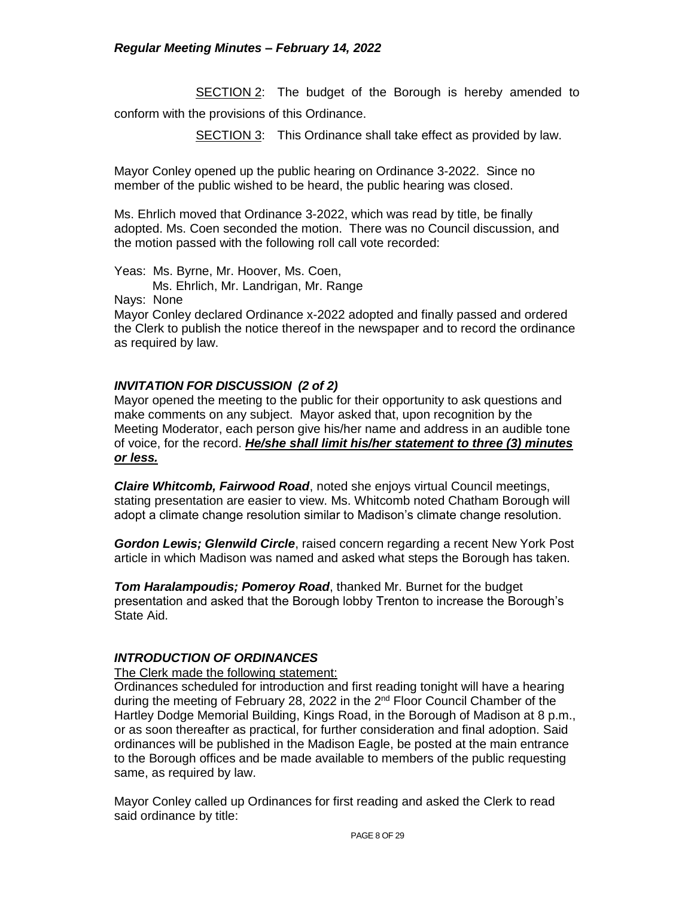SECTION 2: The budget of the Borough is hereby amended to conform with the provisions of this Ordinance.

SECTION 3: This Ordinance shall take effect as provided by law.

Mayor Conley opened up the public hearing on Ordinance 3-2022. Since no member of the public wished to be heard, the public hearing was closed.

Ms. Ehrlich moved that Ordinance 3-2022, which was read by title, be finally adopted. Ms. Coen seconded the motion. There was no Council discussion, and the motion passed with the following roll call vote recorded:

Yeas: Ms. Byrne, Mr. Hoover, Ms. Coen,
Ms. Ehrlich, Mr. Landrigan, Mr. Range

Nays: None

Mayor Conley declared Ordinance x-2022 adopted and finally passed and ordered the Clerk to publish the notice thereof in the newspaper and to record the ordinance as required by law.

### *INVITATION FOR DISCUSSION (2 of 2)*

Mayor opened the meeting to the public for their opportunity to ask questions and make comments on any subject. Mayor asked that, upon recognition by the Meeting Moderator, each person give his/her name and address in an audible tone of voice, for the record. ***He/she shall limit his/her statement to three (3) minutes or less.***

***Claire Whitcomb, Fairwood Road***, noted she enjoys virtual Council meetings, stating presentation are easier to view. Ms. Whitcomb noted Chatham Borough will adopt a climate change resolution similar to Madison's climate change resolution.

***Gordon Lewis; Glenwild Circle***, raised concern regarding a recent New York Post article in which Madison was named and asked what steps the Borough has taken.

***Tom Haralampoudis; Pomeroy Road***, thanked Mr. Burnet for the budget presentation and asked that the Borough lobby Trenton to increase the Borough's State Aid.

### *INTRODUCTION OF ORDINANCES*

The Clerk made the following statement:

Ordinances scheduled for introduction and first reading tonight will have a hearing during the meeting of February 28, 2022 in the 2nd Floor Council Chamber of the Hartley Dodge Memorial Building, Kings Road, in the Borough of Madison at 8 p.m., or as soon thereafter as practical, for further consideration and final adoption. Said ordinances will be published in the Madison Eagle, be posted at the main entrance to the Borough offices and be made available to members of the public requesting same, as required by law.

Mayor Conley called up Ordinances for first reading and asked the Clerk to read said ordinance by title: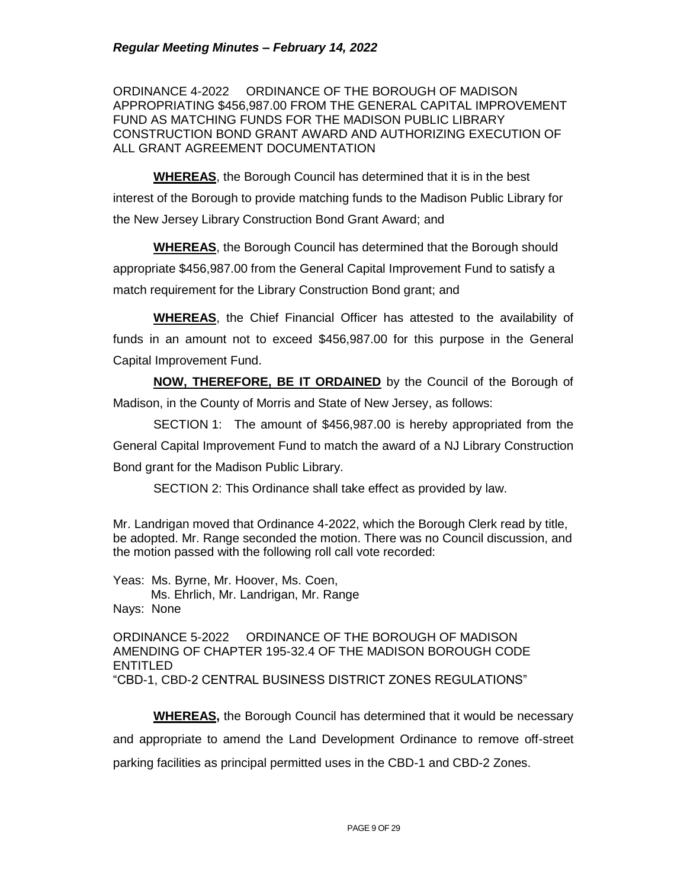ORDINANCE 4-2022 ORDINANCE OF THE BOROUGH OF MADISON APPROPRIATING $456,987.00 FROM THE GENERAL CAPITAL IMPROVEMENT FUND AS MATCHING FUNDS FOR THE MADISON PUBLIC LIBRARY CONSTRUCTION BOND GRANT AWARD AND AUTHORIZING EXECUTION OF ALL GRANT AGREEMENT DOCUMENTATION

**WHEREAS**, the Borough Council has determined that it is in the best interest of the Borough to provide matching funds to the Madison Public Library for the New Jersey Library Construction Bond Grant Award; and

**WHEREAS**, the Borough Council has determined that the Borough should appropriate $456,987.00 from the General Capital Improvement Fund to satisfy a match requirement for the Library Construction Bond grant; and

**WHEREAS**, the Chief Financial Officer has attested to the availability of funds in an amount not to exceed $456,987.00 for this purpose in the General Capital Improvement Fund.

**NOW, THEREFORE, BE IT ORDAINED** by the Council of the Borough of Madison, in the County of Morris and State of New Jersey, as follows:

SECTION 1: The amount of $456,987.00 is hereby appropriated from the General Capital Improvement Fund to match the award of a NJ Library Construction Bond grant for the Madison Public Library.

SECTION 2: This Ordinance shall take effect as provided by law.

Mr. Landrigan moved that Ordinance 4-2022, which the Borough Clerk read by title, be adopted. Mr. Range seconded the motion. There was no Council discussion, and the motion passed with the following roll call vote recorded:

Yeas: Ms. Byrne, Mr. Hoover, Ms. Coen,
Ms. Ehrlich, Mr. Landrigan, Mr. Range
Nays: None

ORDINANCE 5-2022 ORDINANCE OF THE BOROUGH OF MADISON AMENDING OF CHAPTER 195-32.4 OF THE MADISON BOROUGH CODE ENTITLED
"CBD-1, CBD-2 CENTRAL BUSINESS DISTRICT ZONES REGULATIONS"

**WHEREAS,** the Borough Council has determined that it would be necessary and appropriate to amend the Land Development Ordinance to remove off-street parking facilities as principal permitted uses in the CBD-1 and CBD-2 Zones.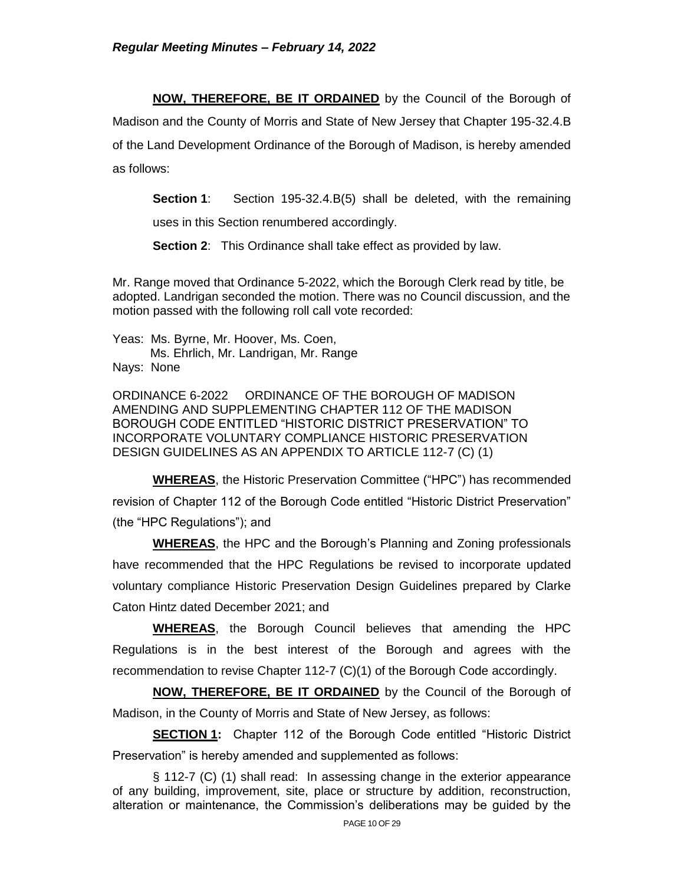**NOW, THEREFORE, BE IT ORDAINED** by the Council of the Borough of Madison and the County of Morris and State of New Jersey that Chapter 195-32.4.B of the Land Development Ordinance of the Borough of Madison, is hereby amended as follows:

**Section 1**: Section 195-32.4.B(5) shall be deleted, with the remaining uses in this Section renumbered accordingly.

**Section 2**: This Ordinance shall take effect as provided by law.

Mr. Range moved that Ordinance 5-2022, which the Borough Clerk read by title, be adopted. Landrigan seconded the motion. There was no Council discussion, and the motion passed with the following roll call vote recorded:

Yas: Ms. Byrne, Mr. Hoover, Ms. Coen,
Ms. Ehrlich, Mr. Landrigan, Mr. Range
Nays: None

ORDINANCE 6-2022 ORDINANCE OF THE BOROUGH OF MADISON AMENDING AND SUPPLEMENTING CHAPTER 112 OF THE MADISON BOROUGH CODE ENTITLED "HISTORIC DISTRICT PRESERVATION" TO INCORPORATE VOLUNTARY COMPLIANCE HISTORIC PRESERVATION DESIGN GUIDELINES AS AN APPENDIX TO ARTICLE 112-7 (C) (1)

**WHEREAS**, the Historic Preservation Committee ("HPC") has recommended revision of Chapter 112 of the Borough Code entitled "Historic District Preservation" (the "HPC Regulations"); and

**WHEREAS**, the HPC and the Borough's Planning and Zoning professionals have recommended that the HPC Regulations be revised to incorporate updated voluntary compliance Historic Preservation Design Guidelines prepared by Clarke Caton Hintz dated December 2021; and

**WHEREAS**, the Borough Council believes that amending the HPC Regulations is in the best interest of the Borough and agrees with the recommendation to revise Chapter 112-7 (C)(1) of the Borough Code accordingly.

**NOW, THEREFORE, BE IT ORDAINED** by the Council of the Borough of Madison, in the County of Morris and State of New Jersey, as follows:

**SECTION 1:** Chapter 112 of the Borough Code entitled "Historic District Preservation" is hereby amended and supplemented as follows:

§ 112-7 (C) (1) shall read: In assessing change in the exterior appearance of any building, improvement, site, place or structure by addition, reconstruction, alteration or maintenance, the Commission's deliberations may be guided by the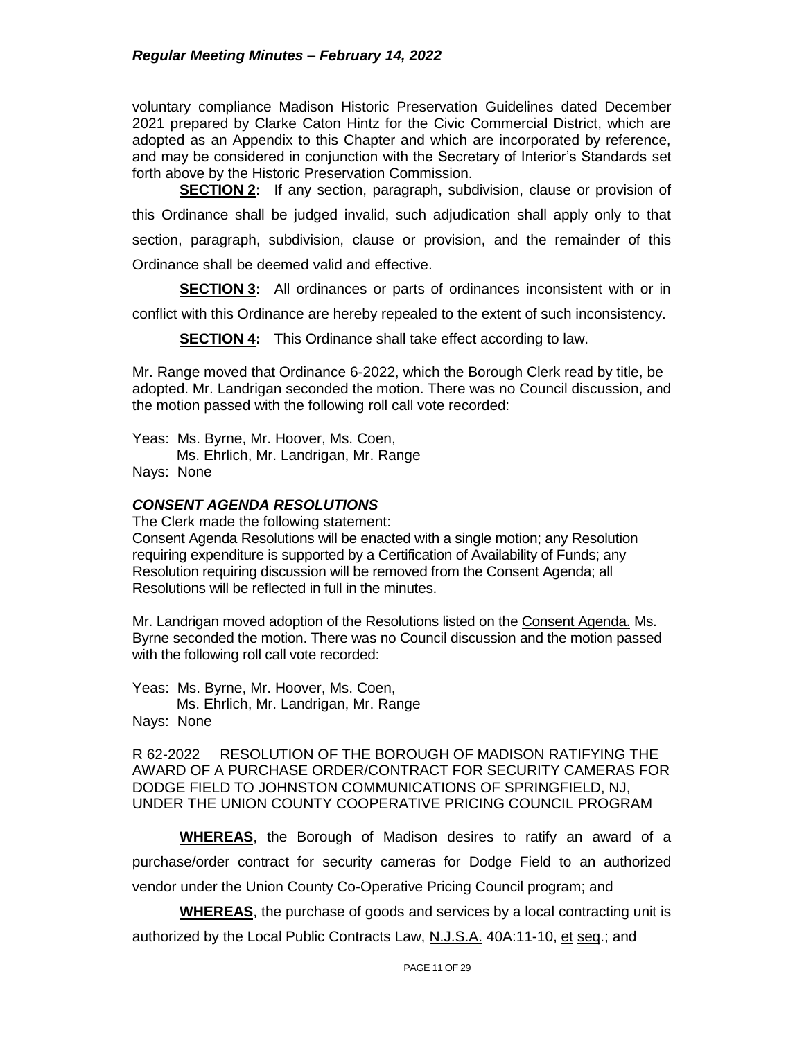voluntary compliance Madison Historic Preservation Guidelines dated December 2021 prepared by Clarke Caton Hintz for the Civic Commercial District, which are adopted as an Appendix to this Chapter and which are incorporated by reference, and may be considered in conjunction with the Secretary of Interior's Standards set forth above by the Historic Preservation Commission.

**SECTION 2:** If any section, paragraph, subdivision, clause or provision of this Ordinance shall be judged invalid, such adjudication shall apply only to that section, paragraph, subdivision, clause or provision, and the remainder of this Ordinance shall be deemed valid and effective.

**SECTION 3:** All ordinances or parts of ordinances inconsistent with or in conflict with this Ordinance are hereby repealed to the extent of such inconsistency.

**SECTION 4:** This Ordinance shall take effect according to law.

Mr. Range moved that Ordinance 6-2022, which the Borough Clerk read by title, be adopted. Mr. Landrigan seconded the motion. There was no Council discussion, and the motion passed with the following roll call vote recorded:

Yeas: Ms. Byrne, Mr. Hoover, Ms. Coen,
Ms. Ehrlich, Mr. Landrigan, Mr. Range
Nays: None

### *CONSENT AGENDA RESOLUTIONS*

The Clerk made the following statement:

Consent Agenda Resolutions will be enacted with a single motion; any Resolution requiring expenditure is supported by a Certification of Availability of Funds; any Resolution requiring discussion will be removed from the Consent Agenda; all Resolutions will be reflected in full in the minutes.

Mr. Landrigan moved adoption of the Resolutions listed on the Consent Agenda. Ms. Byrne seconded the motion. There was no Council discussion and the motion passed with the following roll call vote recorded:

Yeas: Ms. Byrne, Mr. Hoover, Ms. Coen,
Ms. Ehrlich, Mr. Landrigan, Mr. Range
Nays: None

R 62-2022 RESOLUTION OF THE BOROUGH OF MADISON RATIFYING THE AWARD OF A PURCHASE ORDER/CONTRACT FOR SECURITY CAMERAS FOR DODGE FIELD TO JOHNSTON COMMUNICATIONS OF SPRINGFIELD, NJ, UNDER THE UNION COUNTY COOPERATIVE PRICING COUNCIL PROGRAM

**WHEREAS**, the Borough of Madison desires to ratify an award of a purchase/order contract for security cameras for Dodge Field to an authorized vendor under the Union County Co-Operative Pricing Council program; and

**WHEREAS**, the purchase of goods and services by a local contracting unit is authorized by the Local Public Contracts Law, N.J.S.A. 40A:11-10, et seq.; and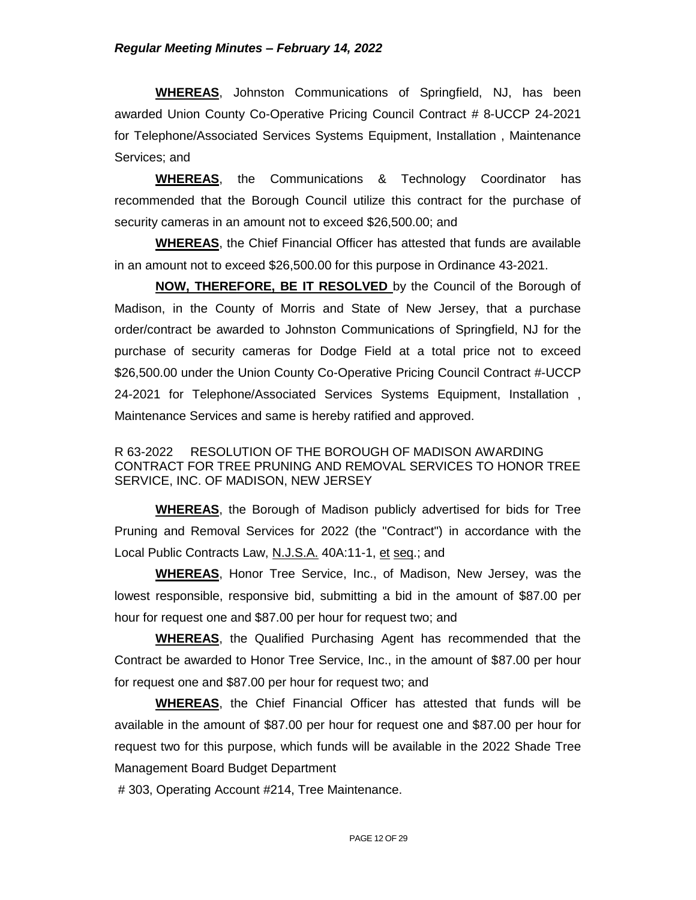**WHEREAS**, Johnston Communications of Springfield, NJ, has been awarded Union County Co-Operative Pricing Council Contract # 8-UCCP 24-2021 for Telephone/Associated Services Systems Equipment, Installation , Maintenance Services; and

**WHEREAS**, the Communications & Technology Coordinator has recommended that the Borough Council utilize this contract for the purchase of security cameras in an amount not to exceed $26,500.00; and

**WHEREAS**, the Chief Financial Officer has attested that funds are available in an amount not to exceed $26,500.00 for this purpose in Ordinance 43-2021.

**NOW, THEREFORE, BE IT RESOLVED** by the Council of the Borough of Madison, in the County of Morris and State of New Jersey, that a purchase order/contract be awarded to Johnston Communications of Springfield, NJ for the purchase of security cameras for Dodge Field at a total price not to exceed $26,500.00 under the Union County Co-Operative Pricing Council Contract #-UCCP 24-2021 for Telephone/Associated Services Systems Equipment, Installation , Maintenance Services and same is hereby ratified and approved.

R 63-2022 RESOLUTION OF THE BOROUGH OF MADISON AWARDING CONTRACT FOR TREE PRUNING AND REMOVAL SERVICES TO HONOR TREE SERVICE, INC. OF MADISON, NEW JERSEY

**WHEREAS**, the Borough of Madison publicly advertised for bids for Tree Pruning and Removal Services for 2022 (the "Contract") in accordance with the Local Public Contracts Law, N.J.S.A. 40A:11-1, et seq.; and

**WHEREAS**, Honor Tree Service, Inc., of Madison, New Jersey, was the lowest responsible, responsive bid, submitting a bid in the amount of $87.00 per hour for request one and $87.00 per hour for request two; and

**WHEREAS**, the Qualified Purchasing Agent has recommended that the Contract be awarded to Honor Tree Service, Inc., in the amount of $87.00 per hour for request one and $87.00 per hour for request two; and

**WHEREAS**, the Chief Financial Officer has attested that funds will be available in the amount of $87.00 per hour for request one and $87.00 per hour for request two for this purpose, which funds will be available in the 2022 Shade Tree Management Board Budget Department

# 303, Operating Account #214, Tree Maintenance.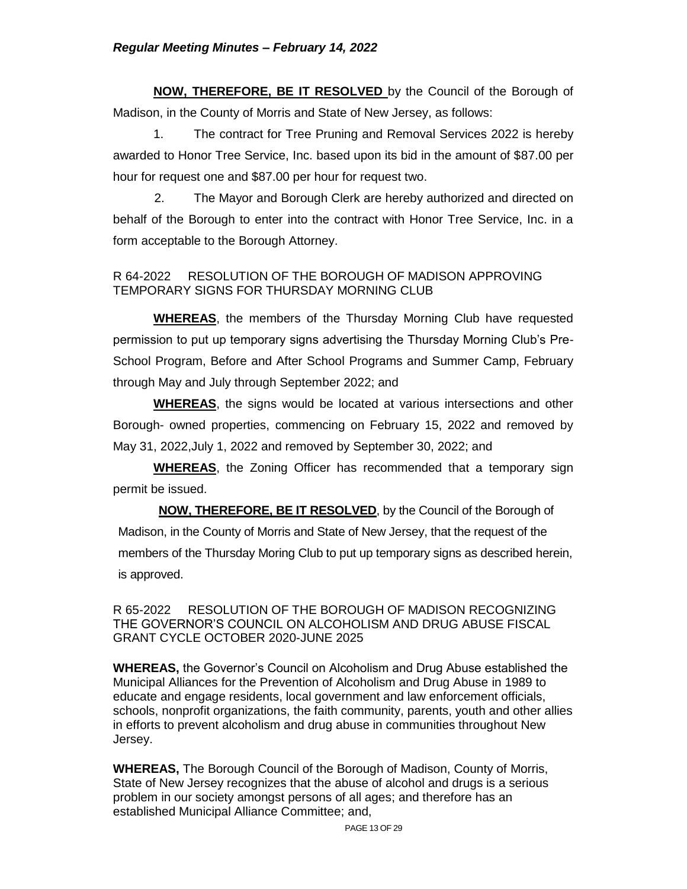**NOW, THEREFORE, BE IT RESOLVED** by the Council of the Borough of Madison, in the County of Morris and State of New Jersey, as follows:

1. The contract for Tree Pruning and Removal Services 2022 is hereby awarded to Honor Tree Service, Inc. based upon its bid in the amount of $87.00 per hour for request one and $87.00 per hour for request two.

2. The Mayor and Borough Clerk are hereby authorized and directed on behalf of the Borough to enter into the contract with Honor Tree Service, Inc. in a form acceptable to the Borough Attorney.

R 64-2022 RESOLUTION OF THE BOROUGH OF MADISON APPROVING TEMPORARY SIGNS FOR THURSDAY MORNING CLUB

**WHEREAS**, the members of the Thursday Morning Club have requested permission to put up temporary signs advertising the Thursday Morning Club's Pre-School Program, Before and After School Programs and Summer Camp, February through May and July through September 2022; and

**WHEREAS**, the signs would be located at various intersections and other Borough- owned properties, commencing on February 15, 2022 and removed by May 31, 2022,July 1, 2022 and removed by September 30, 2022; and

**WHEREAS**, the Zoning Officer has recommended that a temporary sign permit be issued.

**NOW, THEREFORE, BE IT RESOLVED**, by the Council of the Borough of Madison, in the County of Morris and State of New Jersey, that the request of the members of the Thursday Moring Club to put up temporary signs as described herein, is approved.

R 65-2022 RESOLUTION OF THE BOROUGH OF MADISON RECOGNIZING THE GOVERNOR'S COUNCIL ON ALCOHOLISM AND DRUG ABUSE FISCAL GRANT CYCLE OCTOBER 2020-JUNE 2025

**WHEREAS,** the Governor's Council on Alcoholism and Drug Abuse established the Municipal Alliances for the Prevention of Alcoholism and Drug Abuse in 1989 to educate and engage residents, local government and law enforcement officials, schools, nonprofit organizations, the faith community, parents, youth and other allies in efforts to prevent alcoholism and drug abuse in communities throughout New Jersey.

**WHEREAS,** The Borough Council of the Borough of Madison, County of Morris, State of New Jersey recognizes that the abuse of alcohol and drugs is a serious problem in our society amongst persons of all ages; and therefore has an established Municipal Alliance Committee; and,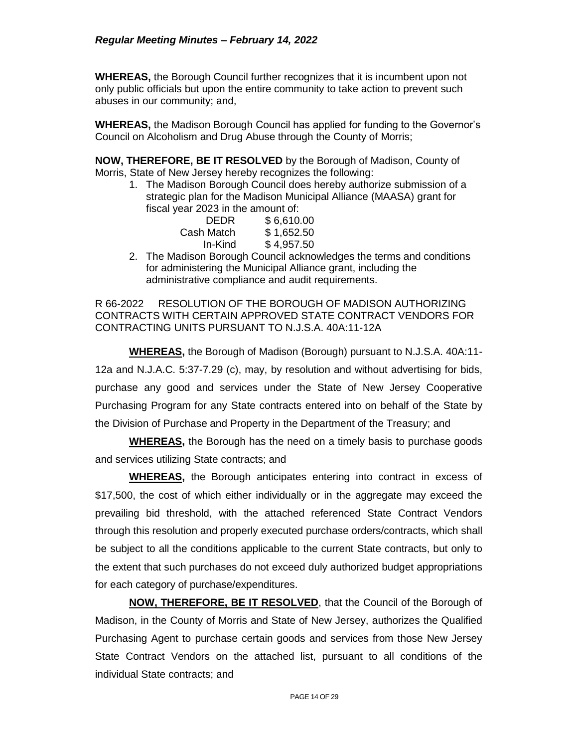**WHEREAS,** the Borough Council further recognizes that it is incumbent upon not only public officials but upon the entire community to take action to prevent such abuses in our community; and,

**WHEREAS,** the Madison Borough Council has applied for funding to the Governor's Council on Alcoholism and Drug Abuse through the County of Morris;

**NOW, THEREFORE, BE IT RESOLVED** by the Borough of Madison, County of Morris, State of New Jersey hereby recognizes the following:

1. The Madison Borough Council does hereby authorize submission of a strategic plan for the Madison Municipal Alliance (MAASA) grant for fiscal year 2023 in the amount of:

   | | |
   |---|---|
   | DEDR | $ 6,610.00 |
   | Cash Match | $ 1,652.50 |
   | In-Kind | $ 4,957.50 |

2. The Madison Borough Council acknowledges the terms and conditions for administering the Municipal Alliance grant, including the administrative compliance and audit requirements.

R 66-2022 RESOLUTION OF THE BOROUGH OF MADISON AUTHORIZING CONTRACTS WITH CERTAIN APPROVED STATE CONTRACT VENDORS FOR CONTRACTING UNITS PURSUANT TO N.J.S.A. 40A:11-12A

**WHEREAS,** the Borough of Madison (Borough) pursuant to N.J.S.A. 40A:11-12a and N.J.A.C. 5:37-7.29 (c), may, by resolution and without advertising for bids, purchase any good and services under the State of New Jersey Cooperative Purchasing Program for any State contracts entered into on behalf of the State by the Division of Purchase and Property in the Department of the Treasury; and

**WHEREAS,** the Borough has the need on a timely basis to purchase goods and services utilizing State contracts; and

**WHEREAS,** the Borough anticipates entering into contract in excess of $17,500, the cost of which either individually or in the aggregate may exceed the prevailing bid threshold, with the attached referenced State Contract Vendors through this resolution and properly executed purchase orders/contracts, which shall be subject to all the conditions applicable to the current State contracts, but only to the extent that such purchases do not exceed duly authorized budget appropriations for each category of purchase/expenditures.

**NOW, THEREFORE, BE IT RESOLVED**, that the Council of the Borough of Madison, in the County of Morris and State of New Jersey, authorizes the Qualified Purchasing Agent to purchase certain goods and services from those New Jersey State Contract Vendors on the attached list, pursuant to all conditions of the individual State contracts; and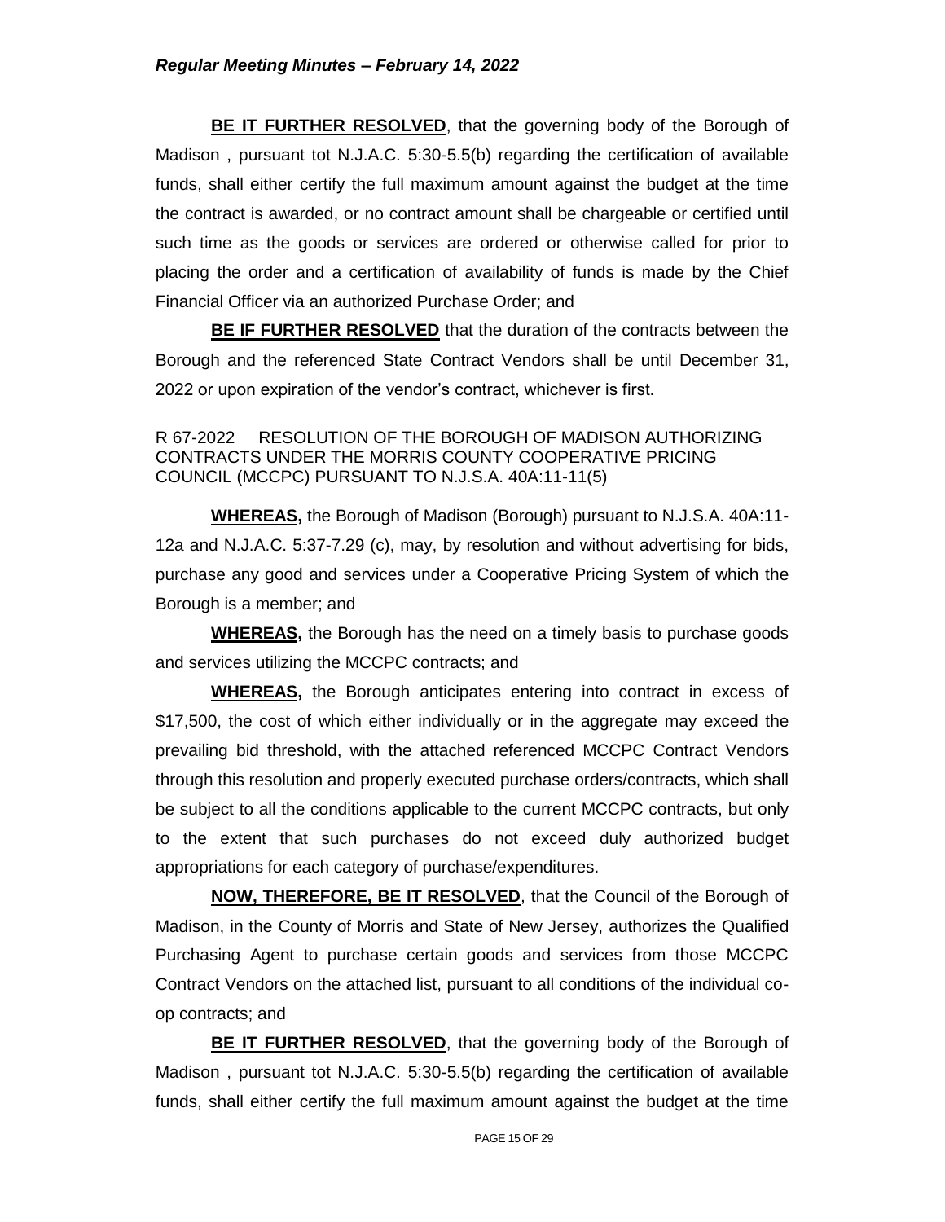**BE IT FURTHER RESOLVED**, that the governing body of the Borough of Madison , pursuant tot N.J.A.C. 5:30-5.5(b) regarding the certification of available funds, shall either certify the full maximum amount against the budget at the time the contract is awarded, or no contract amount shall be chargeable or certified until such time as the goods or services are ordered or otherwise called for prior to placing the order and a certification of availability of funds is made by the Chief Financial Officer via an authorized Purchase Order; and

**BE IF FURTHER RESOLVED** that the duration of the contracts between the Borough and the referenced State Contract Vendors shall be until December 31, 2022 or upon expiration of the vendor's contract, whichever is first.

R 67-2022 RESOLUTION OF THE BOROUGH OF MADISON AUTHORIZING CONTRACTS UNDER THE MORRIS COUNTY COOPERATIVE PRICING COUNCIL (MCCPC) PURSUANT TO N.J.S.A. 40A:11-11(5)

**WHEREAS,** the Borough of Madison (Borough) pursuant to N.J.S.A. 40A:11-12a and N.J.A.C. 5:37-7.29 (c), may, by resolution and without advertising for bids, purchase any good and services under a Cooperative Pricing System of which the Borough is a member; and

**WHEREAS,** the Borough has the need on a timely basis to purchase goods and services utilizing the MCCPC contracts; and

**WHEREAS,** the Borough anticipates entering into contract in excess of $17,500, the cost of which either individually or in the aggregate may exceed the prevailing bid threshold, with the attached referenced MCCPC Contract Vendors through this resolution and properly executed purchase orders/contracts, which shall be subject to all the conditions applicable to the current MCCPC contracts, but only to the extent that such purchases do not exceed duly authorized budget appropriations for each category of purchase/expenditures.

**NOW, THEREFORE, BE IT RESOLVED**, that the Council of the Borough of Madison, in the County of Morris and State of New Jersey, authorizes the Qualified Purchasing Agent to purchase certain goods and services from those MCCPC Contract Vendors on the attached list, pursuant to all conditions of the individual co-op contracts; and

**BE IT FURTHER RESOLVED**, that the governing body of the Borough of Madison , pursuant tot N.J.A.C. 5:30-5.5(b) regarding the certification of available funds, shall either certify the full maximum amount against the budget at the time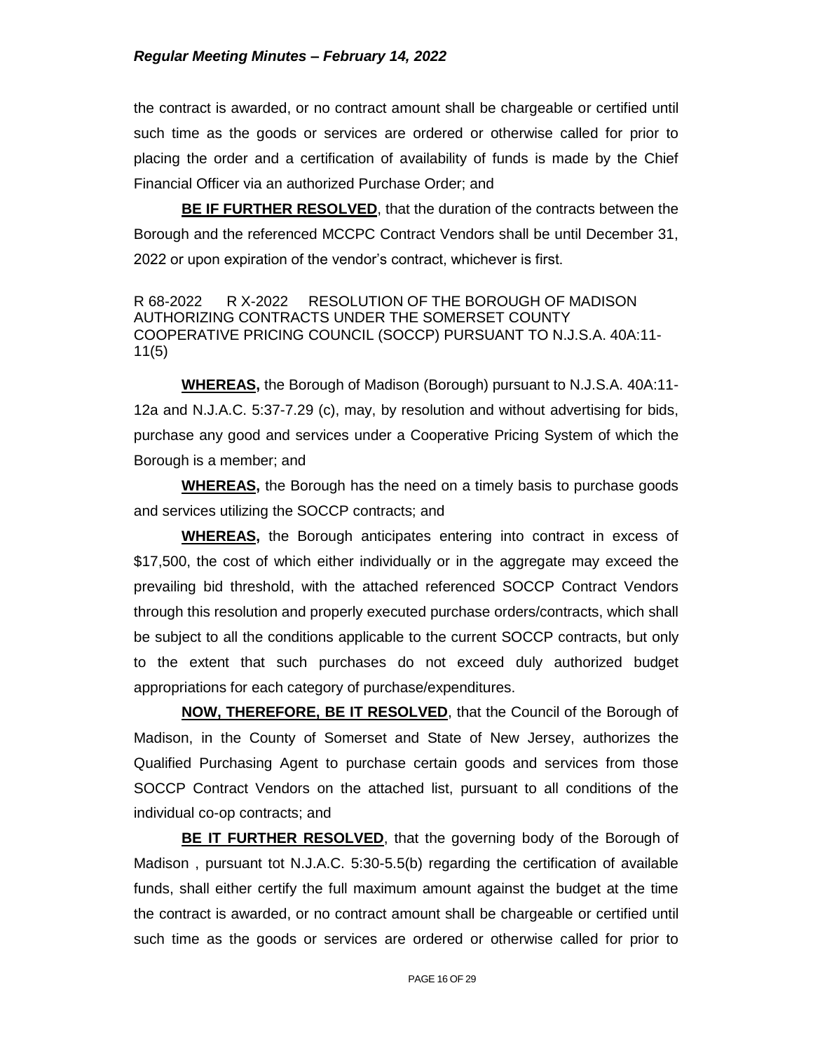the contract is awarded, or no contract amount shall be chargeable or certified until such time as the goods or services are ordered or otherwise called for prior to placing the order and a certification of availability of funds is made by the Chief Financial Officer via an authorized Purchase Order; and

**BE IF FURTHER RESOLVED**, that the duration of the contracts between the Borough and the referenced MCCPC Contract Vendors shall be until December 31, 2022 or upon expiration of the vendor's contract, whichever is first.

R 68-2022 R X-2022 RESOLUTION OF THE BOROUGH OF MADISON AUTHORIZING CONTRACTS UNDER THE SOMERSET COUNTY COOPERATIVE PRICING COUNCIL (SOCCP) PURSUANT TO N.J.S.A. 40A:11-11(5)

**WHEREAS,** the Borough of Madison (Borough) pursuant to N.J.S.A. 40A:11-12a and N.J.A.C. 5:37-7.29 (c), may, by resolution and without advertising for bids, purchase any good and services under a Cooperative Pricing System of which the Borough is a member; and

**WHEREAS,** the Borough has the need on a timely basis to purchase goods and services utilizing the SOCCP contracts; and

**WHEREAS,** the Borough anticipates entering into contract in excess of $17,500, the cost of which either individually or in the aggregate may exceed the prevailing bid threshold, with the attached referenced SOCCP Contract Vendors through this resolution and properly executed purchase orders/contracts, which shall be subject to all the conditions applicable to the current SOCCP contracts, but only to the extent that such purchases do not exceed duly authorized budget appropriations for each category of purchase/expenditures.

**NOW, THEREFORE, BE IT RESOLVED**, that the Council of the Borough of Madison, in the County of Somerset and State of New Jersey, authorizes the Qualified Purchasing Agent to purchase certain goods and services from those SOCCP Contract Vendors on the attached list, pursuant to all conditions of the individual co-op contracts; and

**BE IT FURTHER RESOLVED**, that the governing body of the Borough of Madison , pursuant tot N.J.A.C. 5:30-5.5(b) regarding the certification of available funds, shall either certify the full maximum amount against the budget at the time the contract is awarded, or no contract amount shall be chargeable or certified until such time as the goods or services are ordered or otherwise called for prior to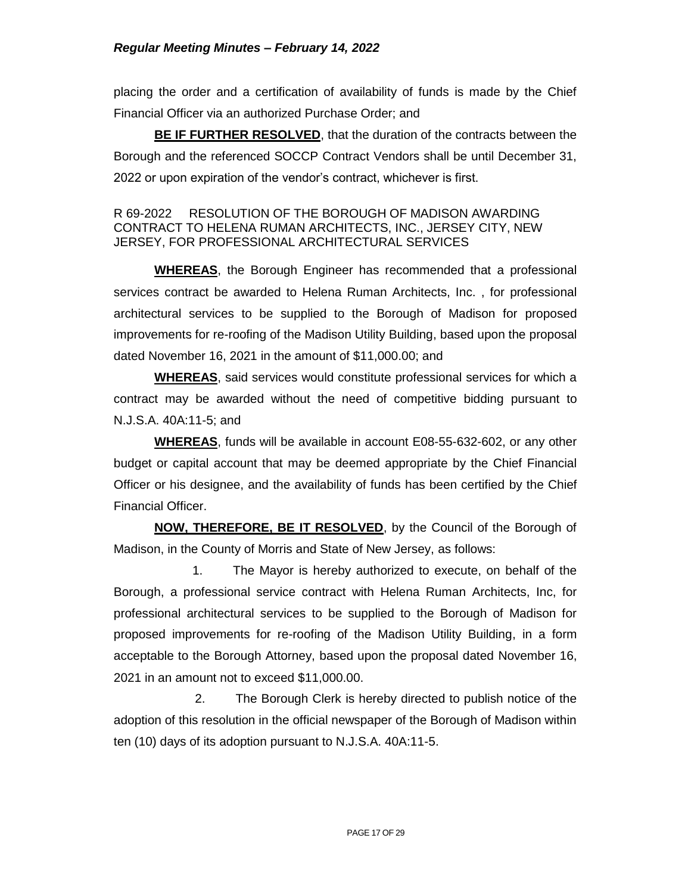placing the order and a certification of availability of funds is made by the Chief Financial Officer via an authorized Purchase Order; and

**BE IF FURTHER RESOLVED**, that the duration of the contracts between the Borough and the referenced SOCCP Contract Vendors shall be until December 31, 2022 or upon expiration of the vendor's contract, whichever is first.

R 69-2022 RESOLUTION OF THE BOROUGH OF MADISON AWARDING CONTRACT TO HELENA RUMAN ARCHITECTS, INC., JERSEY CITY, NEW JERSEY, FOR PROFESSIONAL ARCHITECTURAL SERVICES

**WHEREAS**, the Borough Engineer has recommended that a professional services contract be awarded to Helena Ruman Architects, Inc. , for professional architectural services to be supplied to the Borough of Madison for proposed improvements for re-roofing of the Madison Utility Building, based upon the proposal dated November 16, 2021 in the amount of $11,000.00; and

**WHEREAS**, said services would constitute professional services for which a contract may be awarded without the need of competitive bidding pursuant to N.J.S.A. 40A:11-5; and

**WHEREAS**, funds will be available in account E08-55-632-602, or any other budget or capital account that may be deemed appropriate by the Chief Financial Officer or his designee, and the availability of funds has been certified by the Chief Financial Officer.

**NOW, THEREFORE, BE IT RESOLVED**, by the Council of the Borough of Madison, in the County of Morris and State of New Jersey, as follows:

1. The Mayor is hereby authorized to execute, on behalf of the Borough, a professional service contract with Helena Ruman Architects, Inc, for professional architectural services to be supplied to the Borough of Madison for proposed improvements for re-roofing of the Madison Utility Building, in a form acceptable to the Borough Attorney, based upon the proposal dated November 16, 2021 in an amount not to exceed $11,000.00.

2. The Borough Clerk is hereby directed to publish notice of the adoption of this resolution in the official newspaper of the Borough of Madison within ten (10) days of its adoption pursuant to N.J.S.A. 40A:11-5.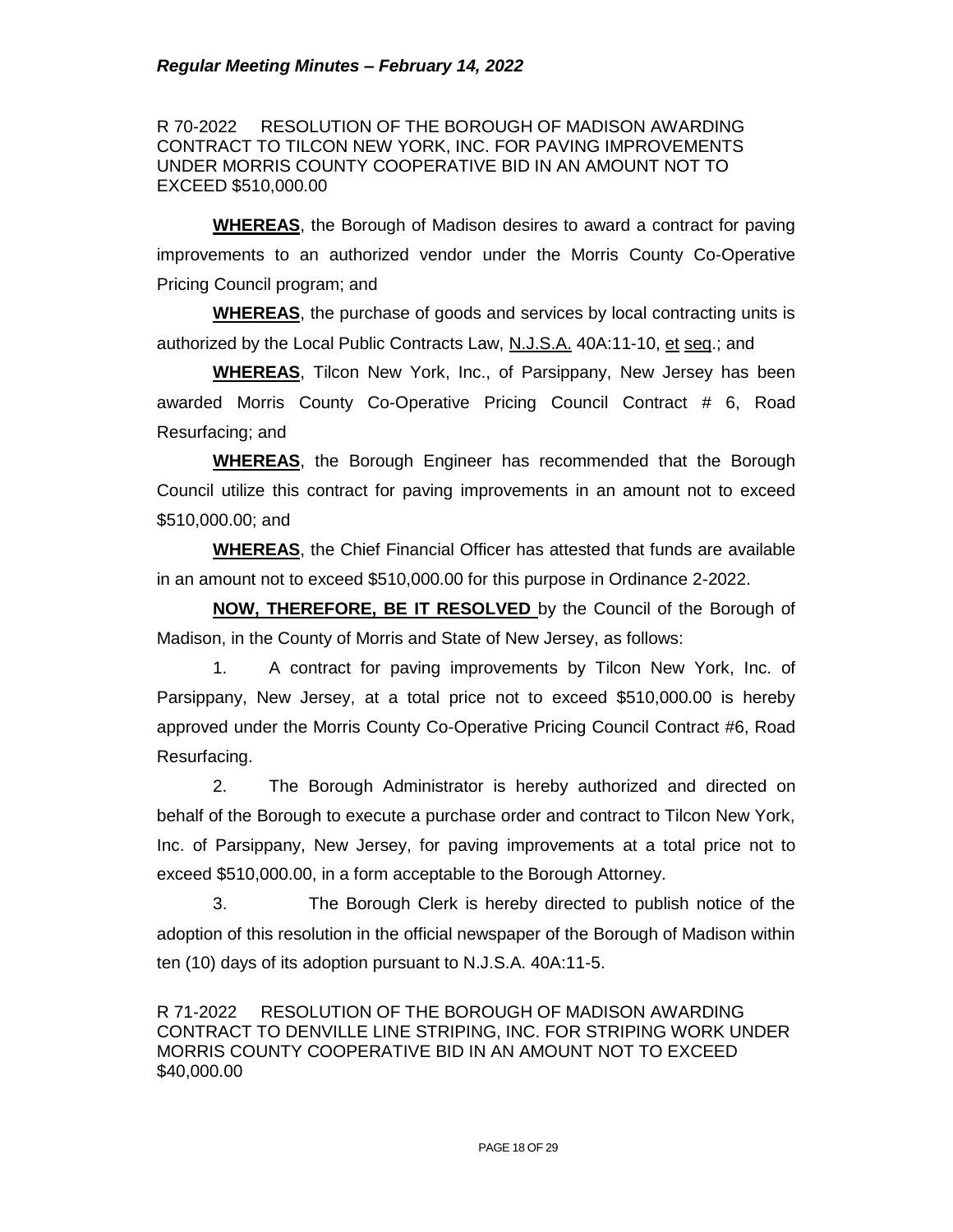R 70-2022 RESOLUTION OF THE BOROUGH OF MADISON AWARDING CONTRACT TO TILCON NEW YORK, INC. FOR PAVING IMPROVEMENTS UNDER MORRIS COUNTY COOPERATIVE BID IN AN AMOUNT NOT TO EXCEED $510,000.00

**WHEREAS**, the Borough of Madison desires to award a contract for paving improvements to an authorized vendor under the Morris County Co-Operative Pricing Council program; and

**WHEREAS**, the purchase of goods and services by local contracting units is authorized by the Local Public Contracts Law, N.J.S.A. 40A:11-10, et seq.; and

**WHEREAS**, Tilcon New York, Inc., of Parsippany, New Jersey has been awarded Morris County Co-Operative Pricing Council Contract # 6, Road Resurfacing; and

**WHEREAS**, the Borough Engineer has recommended that the Borough Council utilize this contract for paving improvements in an amount not to exceed $510,000.00; and

**WHEREAS**, the Chief Financial Officer has attested that funds are available in an amount not to exceed $510,000.00 for this purpose in Ordinance 2-2022.

**NOW, THEREFORE, BE IT RESOLVED** by the Council of the Borough of Madison, in the County of Morris and State of New Jersey, as follows:

1. A contract for paving improvements by Tilcon New York, Inc. of Parsippany, New Jersey, at a total price not to exceed $510,000.00 is hereby approved under the Morris County Co-Operative Pricing Council Contract #6, Road Resurfacing.

2. The Borough Administrator is hereby authorized and directed on behalf of the Borough to execute a purchase order and contract to Tilcon New York, Inc. of Parsippany, New Jersey, for paving improvements at a total price not to exceed $510,000.00, in a form acceptable to the Borough Attorney.

3. The Borough Clerk is hereby directed to publish notice of the adoption of this resolution in the official newspaper of the Borough of Madison within ten (10) days of its adoption pursuant to N.J.S.A. 40A:11-5.

R 71-2022 RESOLUTION OF THE BOROUGH OF MADISON AWARDING CONTRACT TO DENVILLE LINE STRIPING, INC. FOR STRIPING WORK UNDER MORRIS COUNTY COOPERATIVE BID IN AN AMOUNT NOT TO EXCEED $40,000.00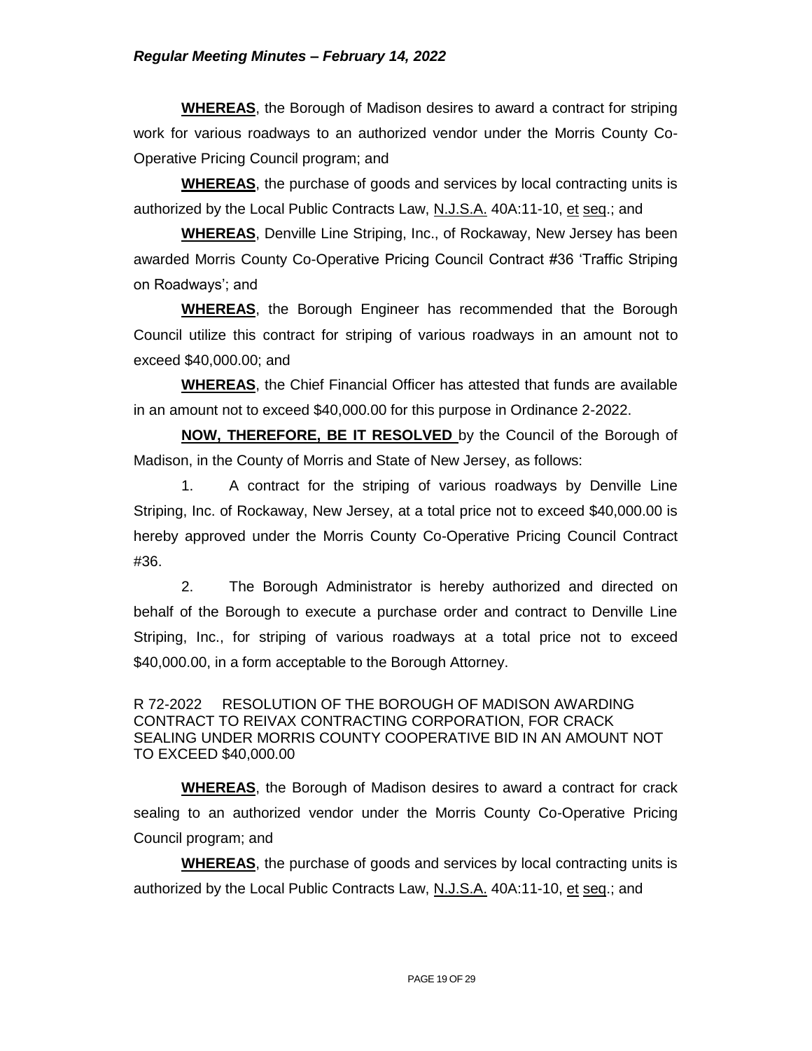**WHEREAS**, the Borough of Madison desires to award a contract for striping work for various roadways to an authorized vendor under the Morris County Co-Operative Pricing Council program; and

**WHEREAS**, the purchase of goods and services by local contracting units is authorized by the Local Public Contracts Law, N.J.S.A. 40A:11-10, et seq.; and

**WHEREAS**, Denville Line Striping, Inc., of Rockaway, New Jersey has been awarded Morris County Co-Operative Pricing Council Contract #36 'Traffic Striping on Roadways'; and

**WHEREAS**, the Borough Engineer has recommended that the Borough Council utilize this contract for striping of various roadways in an amount not to exceed $40,000.00; and

**WHEREAS**, the Chief Financial Officer has attested that funds are available in an amount not to exceed $40,000.00 for this purpose in Ordinance 2-2022.

**NOW, THEREFORE, BE IT RESOLVED** by the Council of the Borough of Madison, in the County of Morris and State of New Jersey, as follows:

1. A contract for the striping of various roadways by Denville Line Striping, Inc. of Rockaway, New Jersey, at a total price not to exceed $40,000.00 is hereby approved under the Morris County Co-Operative Pricing Council Contract #36.

2. The Borough Administrator is hereby authorized and directed on behalf of the Borough to execute a purchase order and contract to Denville Line Striping, Inc., for striping of various roadways at a total price not to exceed $40,000.00, in a form acceptable to the Borough Attorney.

R 72-2022 RESOLUTION OF THE BOROUGH OF MADISON AWARDING CONTRACT TO REIVAX CONTRACTING CORPORATION, FOR CRACK SEALING UNDER MORRIS COUNTY COOPERATIVE BID IN AN AMOUNT NOT TO EXCEED $40,000.00

**WHEREAS**, the Borough of Madison desires to award a contract for crack sealing to an authorized vendor under the Morris County Co-Operative Pricing Council program; and

**WHEREAS**, the purchase of goods and services by local contracting units is authorized by the Local Public Contracts Law, N.J.S.A. 40A:11-10, et seq.; and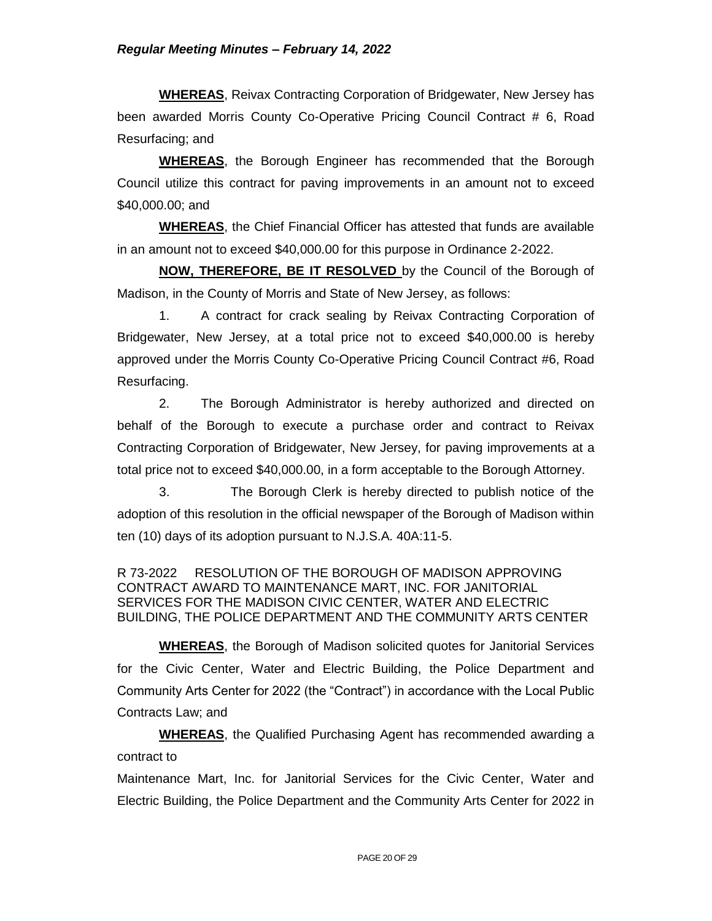**WHEREAS**, Reivax Contracting Corporation of Bridgewater, New Jersey has been awarded Morris County Co-Operative Pricing Council Contract # 6, Road Resurfacing; and

**WHEREAS**, the Borough Engineer has recommended that the Borough Council utilize this contract for paving improvements in an amount not to exceed $40,000.00; and

**WHEREAS**, the Chief Financial Officer has attested that funds are available in an amount not to exceed $40,000.00 for this purpose in Ordinance 2-2022.

**NOW, THEREFORE, BE IT RESOLVED** by the Council of the Borough of Madison, in the County of Morris and State of New Jersey, as follows:

1. A contract for crack sealing by Reivax Contracting Corporation of Bridgewater, New Jersey, at a total price not to exceed $40,000.00 is hereby approved under the Morris County Co-Operative Pricing Council Contract #6, Road Resurfacing.

2. The Borough Administrator is hereby authorized and directed on behalf of the Borough to execute a purchase order and contract to Reivax Contracting Corporation of Bridgewater, New Jersey, for paving improvements at a total price not to exceed $40,000.00, in a form acceptable to the Borough Attorney.

3. The Borough Clerk is hereby directed to publish notice of the adoption of this resolution in the official newspaper of the Borough of Madison within ten (10) days of its adoption pursuant to N.J.S.A. 40A:11-5.

R 73-2022 RESOLUTION OF THE BOROUGH OF MADISON APPROVING CONTRACT AWARD TO MAINTENANCE MART, INC. FOR JANITORIAL SERVICES FOR THE MADISON CIVIC CENTER, WATER AND ELECTRIC BUILDING, THE POLICE DEPARTMENT AND THE COMMUNITY ARTS CENTER

**WHEREAS**, the Borough of Madison solicited quotes for Janitorial Services for the Civic Center, Water and Electric Building, the Police Department and Community Arts Center for 2022 (the "Contract") in accordance with the Local Public Contracts Law; and

**WHEREAS**, the Qualified Purchasing Agent has recommended awarding a contract to

Maintenance Mart, Inc. for Janitorial Services for the Civic Center, Water and Electric Building, the Police Department and the Community Arts Center for 2022 in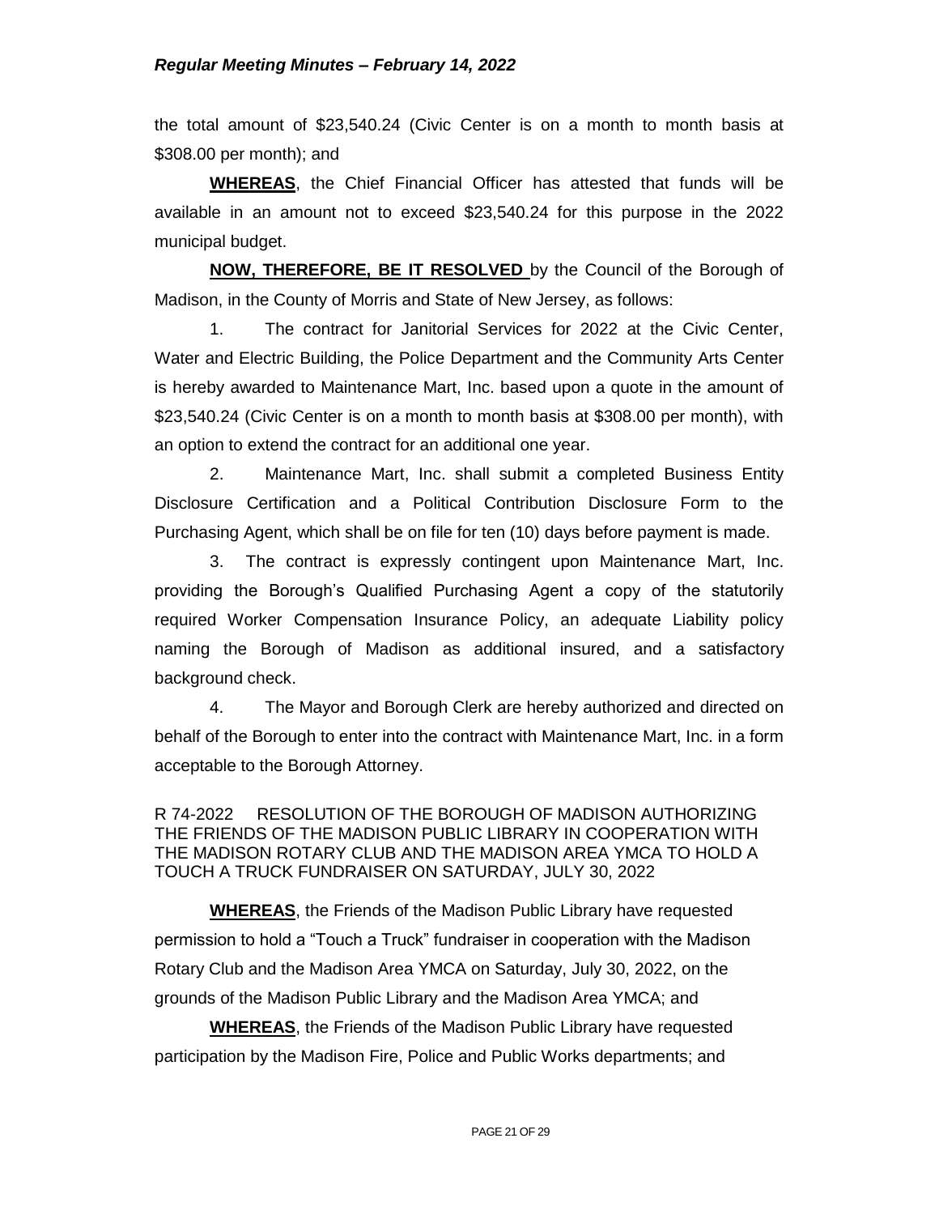the total amount of $23,540.24 (Civic Center is on a month to month basis at $308.00 per month); and

**WHEREAS**, the Chief Financial Officer has attested that funds will be available in an amount not to exceed $23,540.24 for this purpose in the 2022 municipal budget.

**NOW, THEREFORE, BE IT RESOLVED** by the Council of the Borough of Madison, in the County of Morris and State of New Jersey, as follows:

1. The contract for Janitorial Services for 2022 at the Civic Center, Water and Electric Building, the Police Department and the Community Arts Center is hereby awarded to Maintenance Mart, Inc. based upon a quote in the amount of $23,540.24 (Civic Center is on a month to month basis at $308.00 per month), with an option to extend the contract for an additional one year.

2. Maintenance Mart, Inc. shall submit a completed Business Entity Disclosure Certification and a Political Contribution Disclosure Form to the Purchasing Agent, which shall be on file for ten (10) days before payment is made.

3. The contract is expressly contingent upon Maintenance Mart, Inc. providing the Borough's Qualified Purchasing Agent a copy of the statutorily required Worker Compensation Insurance Policy, an adequate Liability policy naming the Borough of Madison as additional insured, and a satisfactory background check.

4. The Mayor and Borough Clerk are hereby authorized and directed on behalf of the Borough to enter into the contract with Maintenance Mart, Inc. in a form acceptable to the Borough Attorney.

R 74-2022 RESOLUTION OF THE BOROUGH OF MADISON AUTHORIZING THE FRIENDS OF THE MADISON PUBLIC LIBRARY IN COOPERATION WITH THE MADISON ROTARY CLUB AND THE MADISON AREA YMCA TO HOLD A TOUCH A TRUCK FUNDRAISER ON SATURDAY, JULY 30, 2022

**WHEREAS**, the Friends of the Madison Public Library have requested permission to hold a "Touch a Truck" fundraiser in cooperation with the Madison Rotary Club and the Madison Area YMCA on Saturday, July 30, 2022, on the grounds of the Madison Public Library and the Madison Area YMCA; and

**WHEREAS**, the Friends of the Madison Public Library have requested participation by the Madison Fire, Police and Public Works departments; and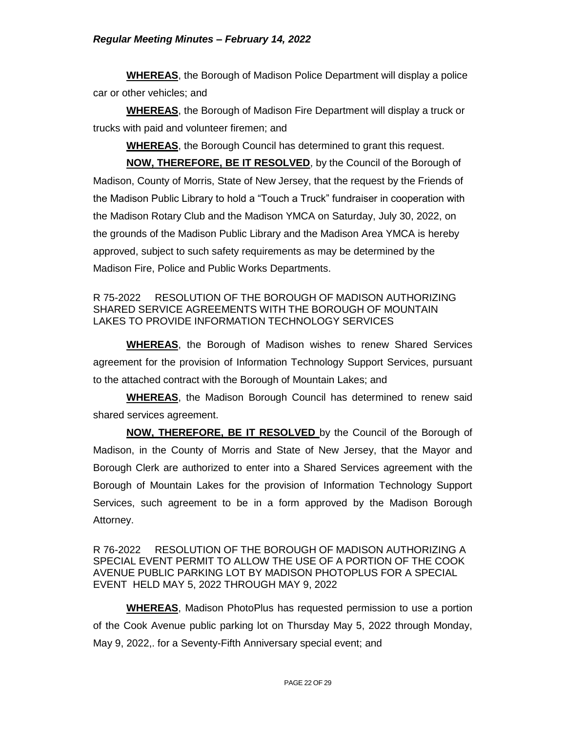**WHEREAS**, the Borough of Madison Police Department will display a police car or other vehicles; and

**WHEREAS**, the Borough of Madison Fire Department will display a truck or trucks with paid and volunteer firemen; and

**WHEREAS**, the Borough Council has determined to grant this request.

**NOW, THEREFORE, BE IT RESOLVED**, by the Council of the Borough of Madison, County of Morris, State of New Jersey, that the request by the Friends of the Madison Public Library to hold a "Touch a Truck" fundraiser in cooperation with the Madison Rotary Club and the Madison YMCA on Saturday, July 30, 2022, on the grounds of the Madison Public Library and the Madison Area YMCA is hereby approved, subject to such safety requirements as may be determined by the Madison Fire, Police and Public Works Departments.

R 75-2022 RESOLUTION OF THE BOROUGH OF MADISON AUTHORIZING SHARED SERVICE AGREEMENTS WITH THE BOROUGH OF MOUNTAIN LAKES TO PROVIDE INFORMATION TECHNOLOGY SERVICES

**WHEREAS**, the Borough of Madison wishes to renew Shared Services agreement for the provision of Information Technology Support Services, pursuant to the attached contract with the Borough of Mountain Lakes; and

**WHEREAS**, the Madison Borough Council has determined to renew said shared services agreement.

**NOW, THEREFORE, BE IT RESOLVED** by the Council of the Borough of Madison, in the County of Morris and State of New Jersey, that the Mayor and Borough Clerk are authorized to enter into a Shared Services agreement with the Borough of Mountain Lakes for the provision of Information Technology Support Services, such agreement to be in a form approved by the Madison Borough Attorney.

R 76-2022 RESOLUTION OF THE BOROUGH OF MADISON AUTHORIZING A SPECIAL EVENT PERMIT TO ALLOW THE USE OF A PORTION OF THE COOK AVENUE PUBLIC PARKING LOT BY MADISON PHOTOPLUS FOR A SPECIAL EVENT HELD MAY 5, 2022 THROUGH MAY 9, 2022

**WHEREAS**, Madison PhotoPlus has requested permission to use a portion of the Cook Avenue public parking lot on Thursday May 5, 2022 through Monday, May 9, 2022,. for a Seventy-Fifth Anniversary special event; and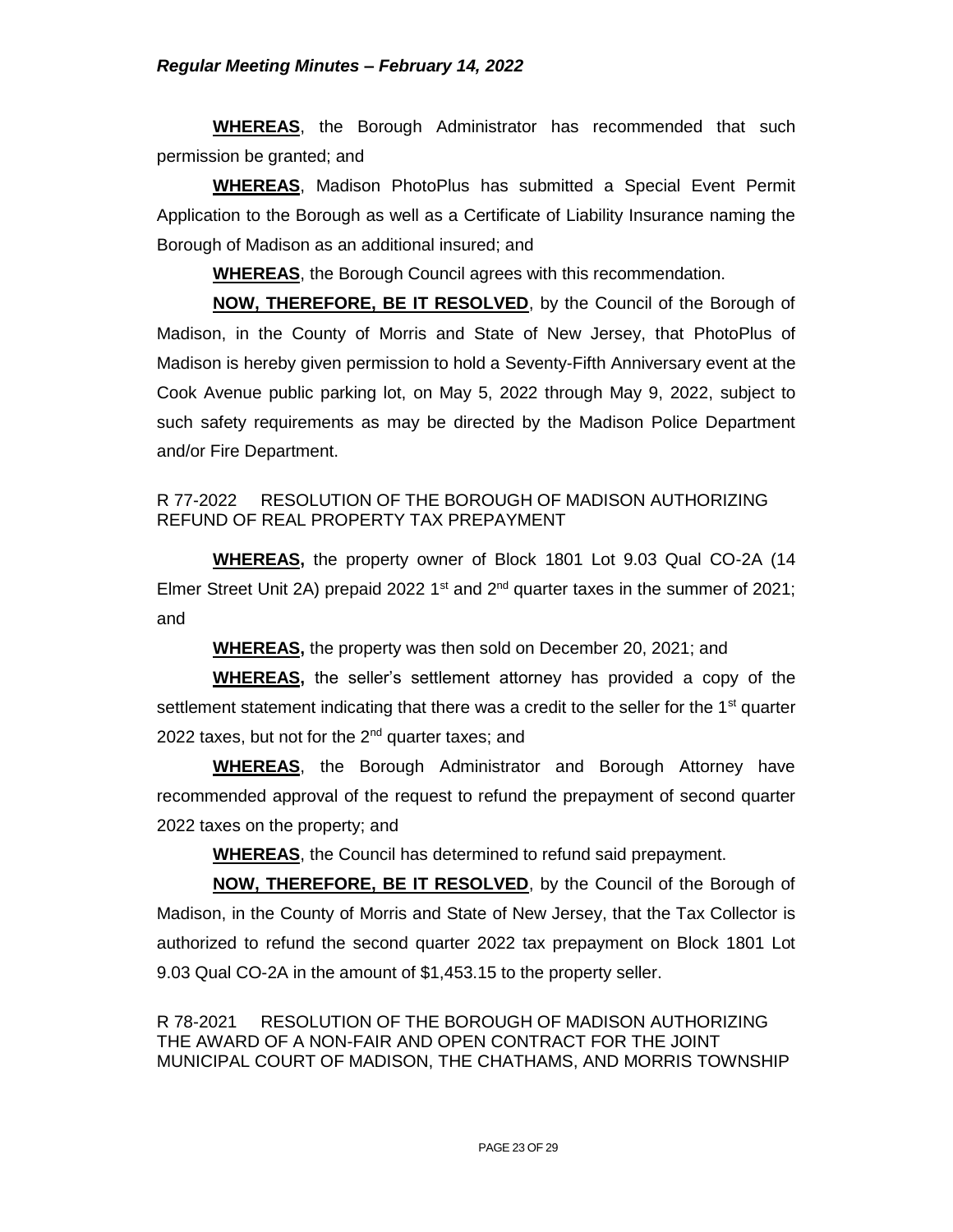**WHEREAS**, the Borough Administrator has recommended that such permission be granted; and

**WHEREAS**, Madison PhotoPlus has submitted a Special Event Permit Application to the Borough as well as a Certificate of Liability Insurance naming the Borough of Madison as an additional insured; and

**WHEREAS**, the Borough Council agrees with this recommendation.

**NOW, THEREFORE, BE IT RESOLVED**, by the Council of the Borough of Madison, in the County of Morris and State of New Jersey, that PhotoPlus of Madison is hereby given permission to hold a Seventy-Fifth Anniversary event at the Cook Avenue public parking lot, on May 5, 2022 through May 9, 2022, subject to such safety requirements as may be directed by the Madison Police Department and/or Fire Department.

R 77-2022 RESOLUTION OF THE BOROUGH OF MADISON AUTHORIZING REFUND OF REAL PROPERTY TAX PREPAYMENT

**WHEREAS,** the property owner of Block 1801 Lot 9.03 Qual CO-2A (14 Elmer Street Unit 2A) prepaid 2022 1st and 2nd quarter taxes in the summer of 2021; and

**WHEREAS,** the property was then sold on December 20, 2021; and

**WHEREAS,** the seller's settlement attorney has provided a copy of the settlement statement indicating that there was a credit to the seller for the 1st quarter 2022 taxes, but not for the 2nd quarter taxes; and

**WHEREAS**, the Borough Administrator and Borough Attorney have recommended approval of the request to refund the prepayment of second quarter 2022 taxes on the property; and

**WHEREAS**, the Council has determined to refund said prepayment.

**NOW, THEREFORE, BE IT RESOLVED**, by the Council of the Borough of Madison, in the County of Morris and State of New Jersey, that the Tax Collector is authorized to refund the second quarter 2022 tax prepayment on Block 1801 Lot 9.03 Qual CO-2A in the amount of $1,453.15 to the property seller.

R 78-2021 RESOLUTION OF THE BOROUGH OF MADISON AUTHORIZING THE AWARD OF A NON-FAIR AND OPEN CONTRACT FOR THE JOINT MUNICIPAL COURT OF MADISON, THE CHATHAMS, AND MORRIS TOWNSHIP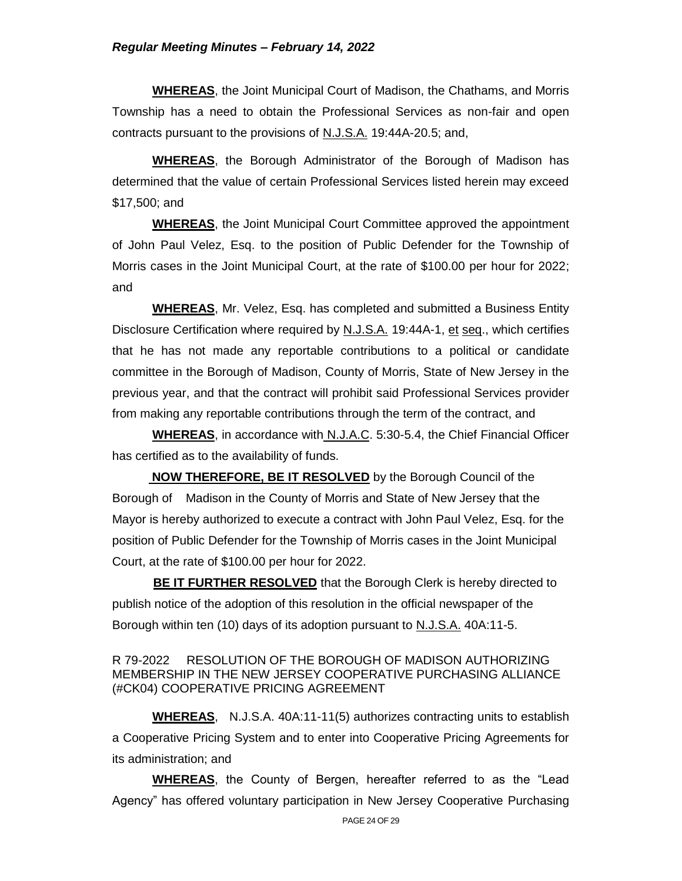**WHEREAS**, the Joint Municipal Court of Madison, the Chathams, and Morris Township has a need to obtain the Professional Services as non-fair and open contracts pursuant to the provisions of N.J.S.A. 19:44A-20.5; and,

**WHEREAS**, the Borough Administrator of the Borough of Madison has determined that the value of certain Professional Services listed herein may exceed $17,500; and

**WHEREAS**, the Joint Municipal Court Committee approved the appointment of John Paul Velez, Esq. to the position of Public Defender for the Township of Morris cases in the Joint Municipal Court, at the rate of $100.00 per hour for 2022; and

**WHEREAS**, Mr. Velez, Esq. has completed and submitted a Business Entity Disclosure Certification where required by N.J.S.A. 19:44A-1, et seq., which certifies that he has not made any reportable contributions to a political or candidate committee in the Borough of Madison, County of Morris, State of New Jersey in the previous year, and that the contract will prohibit said Professional Services provider from making any reportable contributions through the term of the contract, and

**WHEREAS**, in accordance with N.J.A.C. 5:30-5.4, the Chief Financial Officer has certified as to the availability of funds.

**NOW THEREFORE, BE IT RESOLVED** by the Borough Council of the Borough of Madison in the County of Morris and State of New Jersey that the Mayor is hereby authorized to execute a contract with John Paul Velez, Esq. for the position of Public Defender for the Township of Morris cases in the Joint Municipal Court, at the rate of $100.00 per hour for 2022.

**BE IT FURTHER RESOLVED** that the Borough Clerk is hereby directed to publish notice of the adoption of this resolution in the official newspaper of the Borough within ten (10) days of its adoption pursuant to N.J.S.A. 40A:11-5.

R 79-2022 RESOLUTION OF THE BOROUGH OF MADISON AUTHORIZING MEMBERSHIP IN THE NEW JERSEY COOPERATIVE PURCHASING ALLIANCE (#CK04) COOPERATIVE PRICING AGREEMENT

**WHEREAS**, N.J.S.A. 40A:11-11(5) authorizes contracting units to establish a Cooperative Pricing System and to enter into Cooperative Pricing Agreements for its administration; and

**WHEREAS**, the County of Bergen, hereafter referred to as the "Lead Agency" has offered voluntary participation in New Jersey Cooperative Purchasing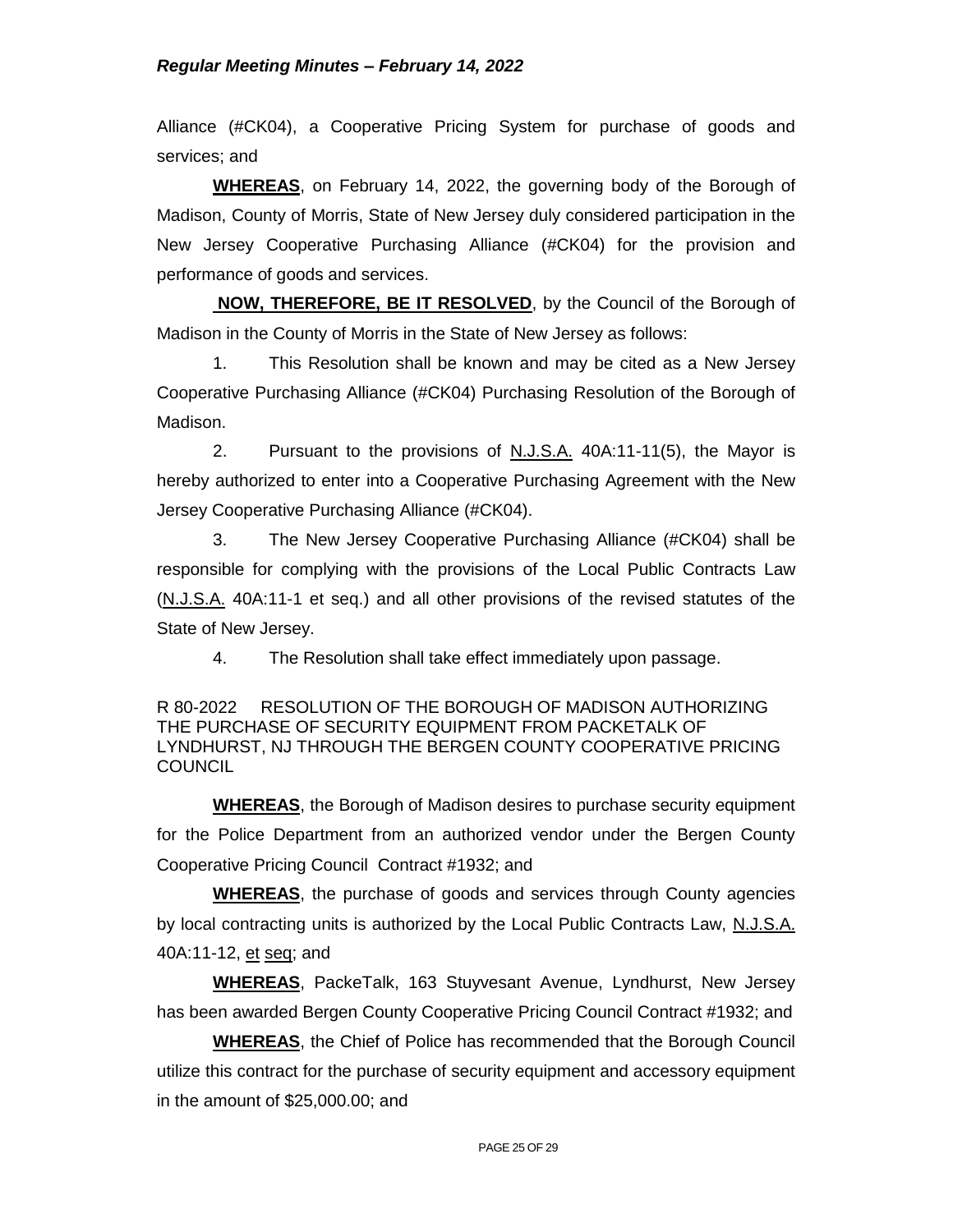Alliance (#CK04), a Cooperative Pricing System for purchase of goods and services; and

**WHEREAS**, on February 14, 2022, the governing body of the Borough of Madison, County of Morris, State of New Jersey duly considered participation in the New Jersey Cooperative Purchasing Alliance (#CK04) for the provision and performance of goods and services.

**NOW, THEREFORE, BE IT RESOLVED**, by the Council of the Borough of Madison in the County of Morris in the State of New Jersey as follows:

1. This Resolution shall be known and may be cited as a New Jersey Cooperative Purchasing Alliance (#CK04) Purchasing Resolution of the Borough of Madison.

2. Pursuant to the provisions of N.J.S.A. 40A:11-11(5), the Mayor is hereby authorized to enter into a Cooperative Purchasing Agreement with the New Jersey Cooperative Purchasing Alliance (#CK04).

3. The New Jersey Cooperative Purchasing Alliance (#CK04) shall be responsible for complying with the provisions of the Local Public Contracts Law (N.J.S.A. 40A:11-1 et seq.) and all other provisions of the revised statutes of the State of New Jersey.

4. The Resolution shall take effect immediately upon passage.

R 80-2022 RESOLUTION OF THE BOROUGH OF MADISON AUTHORIZING THE PURCHASE OF SECURITY EQUIPMENT FROM PACKETALK OF LYNDHURST, NJ THROUGH THE BERGEN COUNTY COOPERATIVE PRICING COUNCIL

**WHEREAS**, the Borough of Madison desires to purchase security equipment for the Police Department from an authorized vendor under the Bergen County Cooperative Pricing Council Contract #1932; and

**WHEREAS**, the purchase of goods and services through County agencies by local contracting units is authorized by the Local Public Contracts Law, N.J.S.A. 40A:11-12, et seq; and

**WHEREAS**, PackeTalk, 163 Stuyvesant Avenue, Lyndhurst, New Jersey has been awarded Bergen County Cooperative Pricing Council Contract #1932; and

**WHEREAS**, the Chief of Police has recommended that the Borough Council utilize this contract for the purchase of security equipment and accessory equipment in the amount of $25,000.00; and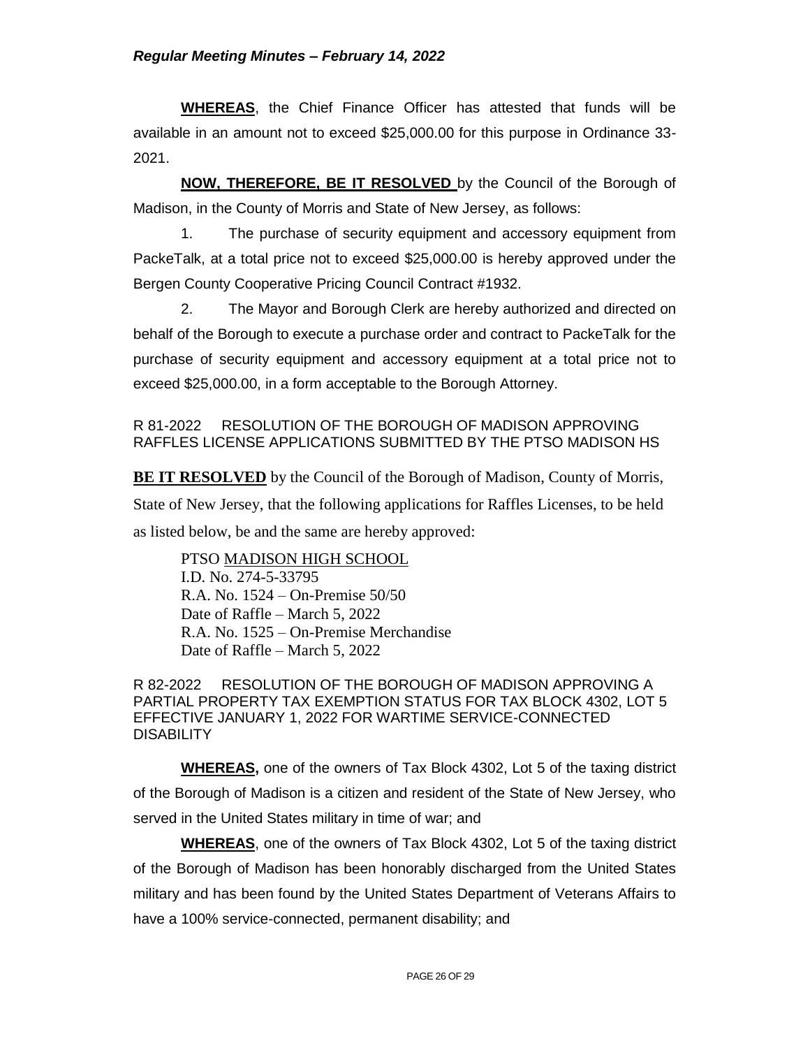**WHEREAS**, the Chief Finance Officer has attested that funds will be available in an amount not to exceed $25,000.00 for this purpose in Ordinance 33-2021.

**NOW, THEREFORE, BE IT RESOLVED** by the Council of the Borough of Madison, in the County of Morris and State of New Jersey, as follows:

1. The purchase of security equipment and accessory equipment from PackeTalk, at a total price not to exceed $25,000.00 is hereby approved under the Bergen County Cooperative Pricing Council Contract #1932.

2. The Mayor and Borough Clerk are hereby authorized and directed on behalf of the Borough to execute a purchase order and contract to PackeTalk for the purchase of security equipment and accessory equipment at a total price not to exceed $25,000.00, in a form acceptable to the Borough Attorney.

R 81-2022 RESOLUTION OF THE BOROUGH OF MADISON APPROVING RAFFLES LICENSE APPLICATIONS SUBMITTED BY THE PTSO MADISON HS

**BE IT RESOLVED** by the Council of the Borough of Madison, County of Morris, State of New Jersey, that the following applications for Raffles Licenses, to be held as listed below, be and the same are hereby approved:

PTSO MADISON HIGH SCHOOL
I.D. No. 274-5-33795
R.A. No. 1524 – On-Premise 50/50
Date of Raffle – March 5, 2022
R.A. No. 1525 – On-Premise Merchandise
Date of Raffle – March 5, 2022

R 82-2022 RESOLUTION OF THE BOROUGH OF MADISON APPROVING A PARTIAL PROPERTY TAX EXEMPTION STATUS FOR TAX BLOCK 4302, LOT 5 EFFECTIVE JANUARY 1, 2022 FOR WARTIME SERVICE-CONNECTED DISABILITY

**WHEREAS,** one of the owners of Tax Block 4302, Lot 5 of the taxing district of the Borough of Madison is a citizen and resident of the State of New Jersey, who served in the United States military in time of war; and

**WHEREAS**, one of the owners of Tax Block 4302, Lot 5 of the taxing district of the Borough of Madison has been honorably discharged from the United States military and has been found by the United States Department of Veterans Affairs to have a 100% service-connected, permanent disability; and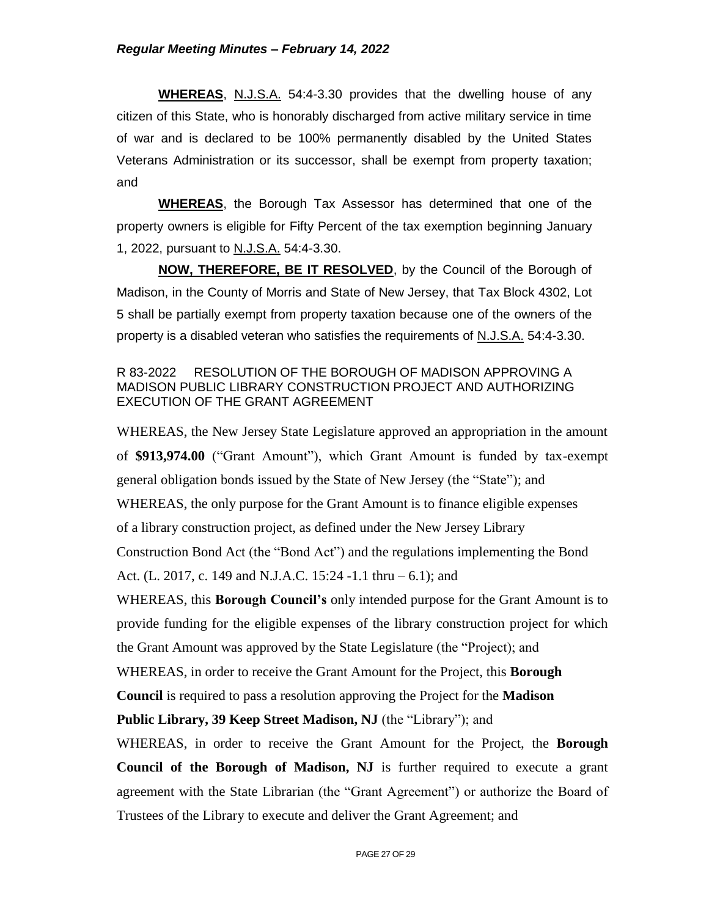**WHEREAS**, N.J.S.A. 54:4-3.30 provides that the dwelling house of any citizen of this State, who is honorably discharged from active military service in time of war and is declared to be 100% permanently disabled by the United States Veterans Administration or its successor, shall be exempt from property taxation; and

**WHEREAS**, the Borough Tax Assessor has determined that one of the property owners is eligible for Fifty Percent of the tax exemption beginning January 1, 2022, pursuant to N.J.S.A. 54:4-3.30.

**NOW, THEREFORE, BE IT RESOLVED**, by the Council of the Borough of Madison, in the County of Morris and State of New Jersey, that Tax Block 4302, Lot 5 shall be partially exempt from property taxation because one of the owners of the property is a disabled veteran who satisfies the requirements of N.J.S.A. 54:4-3.30.

R 83-2022 RESOLUTION OF THE BOROUGH OF MADISON APPROVING A MADISON PUBLIC LIBRARY CONSTRUCTION PROJECT AND AUTHORIZING EXECUTION OF THE GRANT AGREEMENT

WHEREAS, the New Jersey State Legislature approved an appropriation in the amount of **$913,974.00** ("Grant Amount"), which Grant Amount is funded by tax-exempt general obligation bonds issued by the State of New Jersey (the "State"); and

WHEREAS, the only purpose for the Grant Amount is to finance eligible expenses of a library construction project, as defined under the New Jersey Library Construction Bond Act (the "Bond Act") and the regulations implementing the Bond Act. (L. 2017, c. 149 and N.J.A.C. 15:24 -1.1 thru – 6.1); and

WHEREAS, this **Borough Council's** only intended purpose for the Grant Amount is to provide funding for the eligible expenses of the library construction project for which the Grant Amount was approved by the State Legislature (the "Project); and

WHEREAS, in order to receive the Grant Amount for the Project, this **Borough Council** is required to pass a resolution approving the Project for the **Madison Public Library, 39 Keep Street Madison, NJ** (the "Library"); and

WHEREAS, in order to receive the Grant Amount for the Project, the **Borough Council of the Borough of Madison, NJ** is further required to execute a grant agreement with the State Librarian (the "Grant Agreement") or authorize the Board of Trustees of the Library to execute and deliver the Grant Agreement; and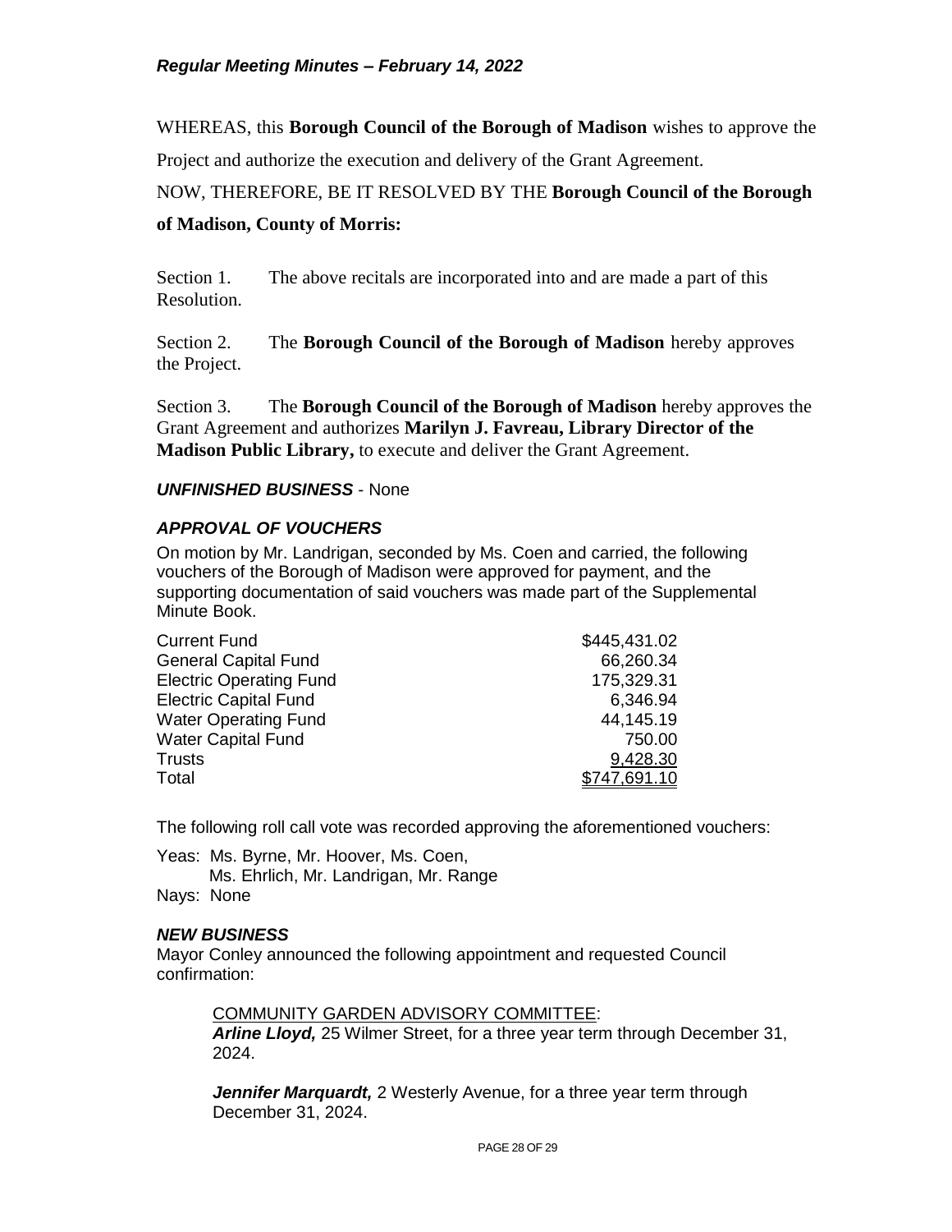WHEREAS, this **Borough Council of the Borough of Madison** wishes to approve the Project and authorize the execution and delivery of the Grant Agreement.

NOW, THEREFORE, BE IT RESOLVED BY THE **Borough Council of the Borough of Madison, County of Morris:**

Section 1. The above recitals are incorporated into and are made a part of this Resolution.

Section 2. The **Borough Council of the Borough of Madison** hereby approves the Project.

Section 3. The **Borough Council of the Borough of Madison** hereby approves the Grant Agreement and authorizes **Marilyn J. Favreau, Library Director of the Madison Public Library,** to execute and deliver the Grant Agreement.

***UNFINISHED BUSINESS*** - None

### ***APPROVAL OF VOUCHERS***

On motion by Mr. Landrigan, seconded by Ms. Coen and carried, the following vouchers of the Borough of Madison were approved for payment, and the supporting documentation of said vouchers was made part of the Supplemental Minute Book.

| | |
|---|---:|
| Current Fund | \$445,431.02 |
| General Capital Fund | 66,260.34 |
| Electric Operating Fund | 175,329.31 |
| Electric Capital Fund | 6,346.94 |
| Water Operating Fund | 44,145.19 |
| Water Capital Fund | 750.00 |
| Trusts | 9,428.30 |
| Total | \$747,691.10 |

The following roll call vote was recorded approving the aforementioned vouchers:

Yeas: Ms. Byrne, Mr. Hoover, Ms. Coen,
Ms. Ehrlich, Mr. Landrigan, Mr. Range
Nays: None

### ***NEW BUSINESS***

Mayor Conley announced the following appointment and requested Council confirmation:

COMMUNITY GARDEN ADVISORY COMMITTEE:
***Arline Lloyd,*** 25 Wilmer Street, for a three year term through December 31, 2024.

***Jennifer Marquardt,*** 2 Westerly Avenue, for a three year term through December 31, 2024.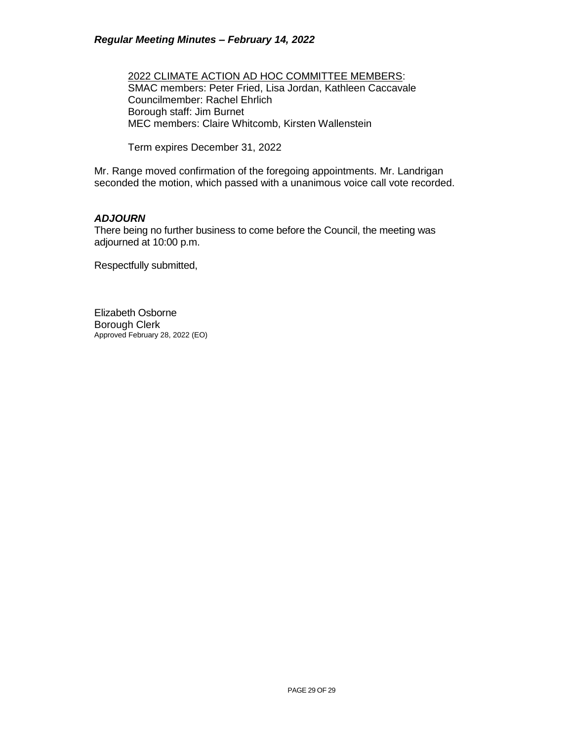2022 CLIMATE ACTION AD HOC COMMITTEE MEMBERS:
SMAC members: Peter Fried, Lisa Jordan, Kathleen Caccavale
Councilmember: Rachel Ehrlich
Borough staff: Jim Burnet
MEC members: Claire Whitcomb, Kirsten Wallenstein

Term expires December 31, 2022

Mr. Range moved confirmation of the foregoing appointments. Mr. Landrigan seconded the motion, which passed with a unanimous voice call vote recorded.

### ***ADJOURN***

There being no further business to come before the Council, the meeting was adjourned at 10:00 p.m.

Respectfully submitted,

Elizabeth Osborne
Borough Clerk
Approved February 28, 2022 (EO)